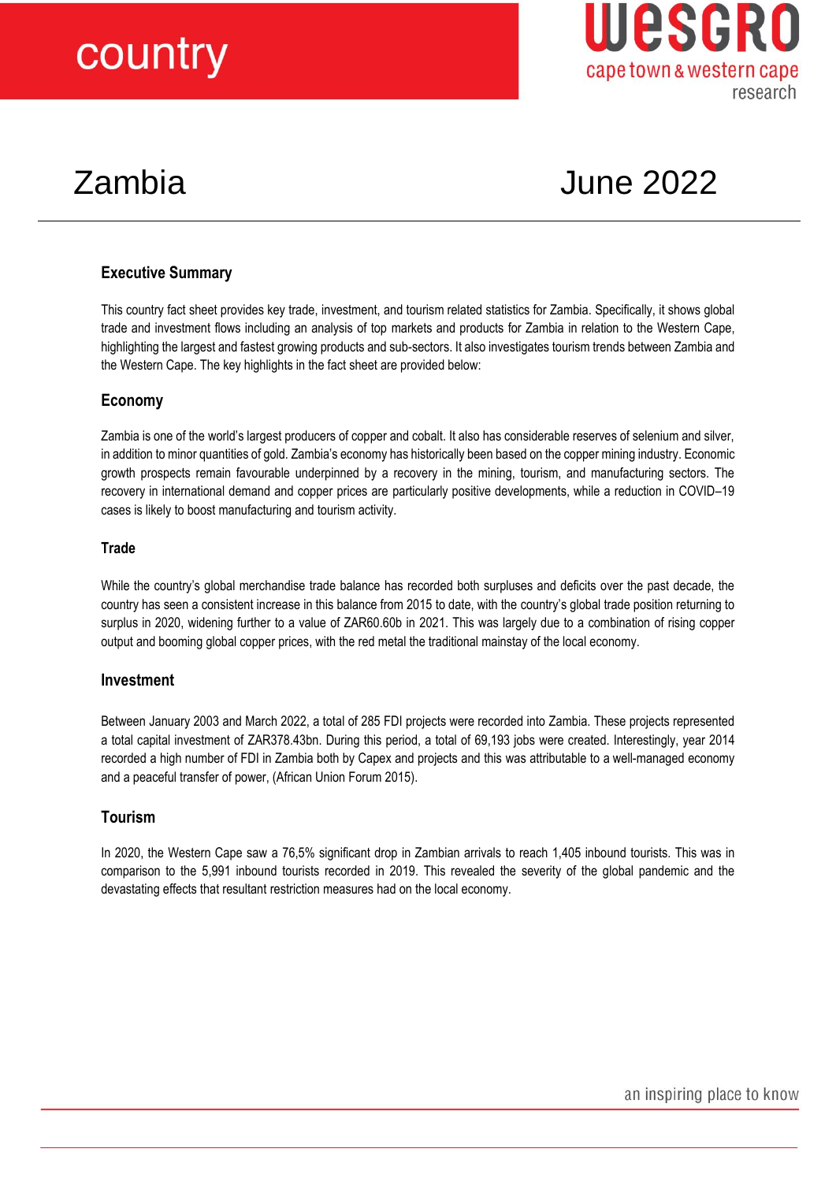country

**wesgro**
cape town & western cape
research

# Zambia

June 2022

## Executive Summary

This country fact sheet provides key trade, investment, and tourism related statistics for Zambia. Specifically, it shows global trade and investment flows including an analysis of top markets and products for Zambia in relation to the Western Cape, highlighting the largest and fastest growing products and sub-sectors. It also investigates tourism trends between Zambia and the Western Cape. The key highlights in the fact sheet are provided below:

## Economy

Zambia is one of the world's largest producers of copper and cobalt. It also has considerable reserves of selenium and silver, in addition to minor quantities of gold. Zambia's economy has historically been based on the copper mining industry. Economic growth prospects remain favourable underpinned by a recovery in the mining, tourism, and manufacturing sectors. The recovery in international demand and copper prices are particularly positive developments, while a reduction in COVID–19 cases is likely to boost manufacturing and tourism activity.

### Trade

While the country's global merchandise trade balance has recorded both surpluses and deficits over the past decade, the country has seen a consistent increase in this balance from 2015 to date, with the country's global trade position returning to surplus in 2020, widening further to a value of ZAR60.60b in 2021. This was largely due to a combination of rising copper output and booming global copper prices, with the red metal the traditional mainstay of the local economy.

### Investment

Between January 2003 and March 2022, a total of 285 FDI projects were recorded into Zambia. These projects represented a total capital investment of ZAR378.43bn. During this period, a total of 69,193 jobs were created. Interestingly, year 2014 recorded a high number of FDI in Zambia both by Capex and projects and this was attributable to a well-managed economy and a peaceful transfer of power, (African Union Forum 2015).

### Tourism

In 2020, the Western Cape saw a 76,5% significant drop in Zambian arrivals to reach 1,405 inbound tourists. This was in comparison to the 5,991 inbound tourists recorded in 2019. This revealed the severity of the global pandemic and the devastating effects that resultant restriction measures had on the local economy.

an inspiring place to know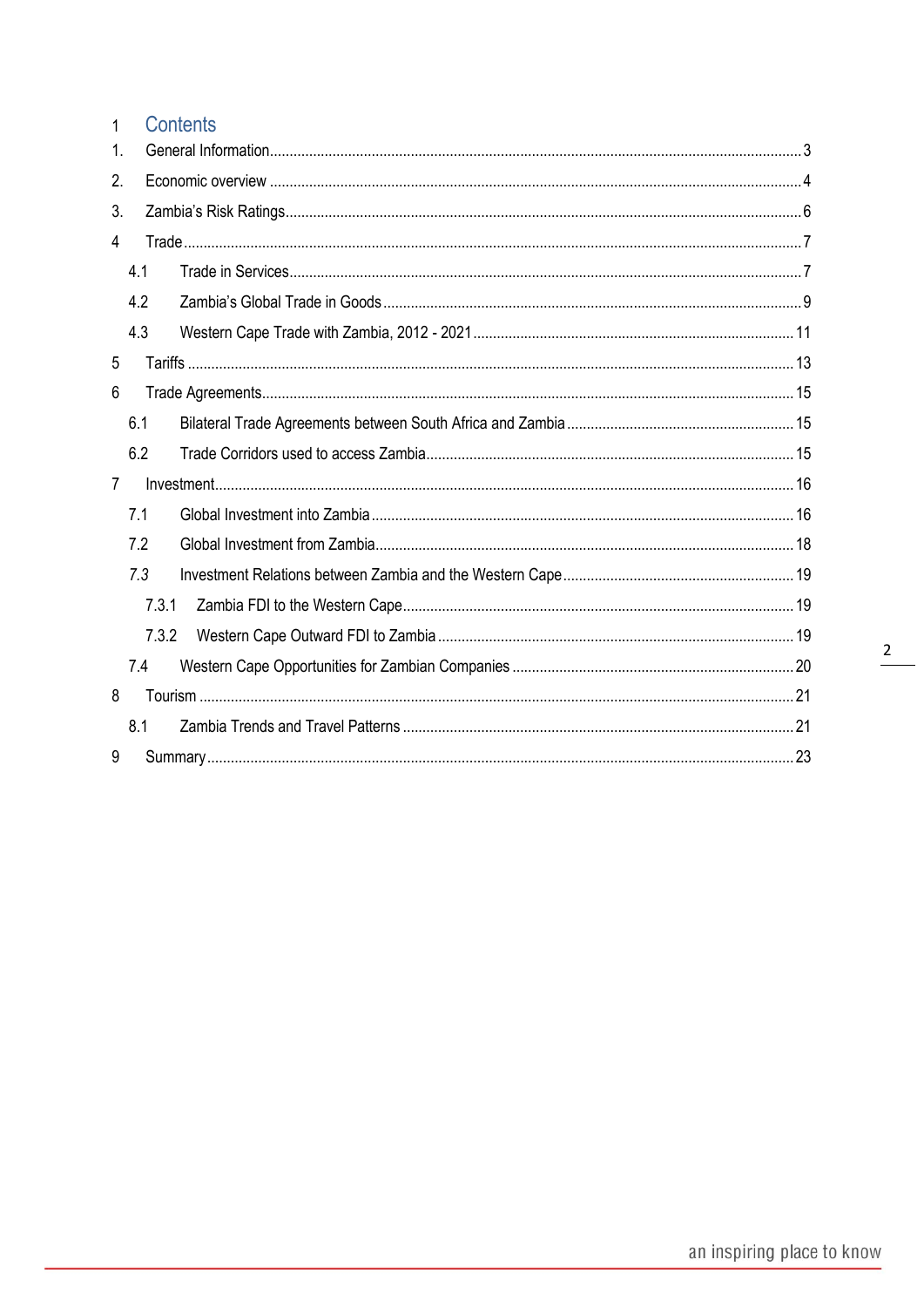# 1 Contents

1. General Information ..... 3
2. Economic overview ..... 4
3. Zambia's Risk Ratings ..... 6
4. Trade ..... 7
   - 4.1 Trade in Services ..... 7
   - 4.2 Zambia's Global Trade in Goods ..... 9
   - 4.3 Western Cape Trade with Zambia, 2012 - 2021 ..... 11
5. Tariffs ..... 13
6. Trade Agreements ..... 15
   - 6.1 Bilateral Trade Agreements between South Africa and Zambia ..... 15
   - 6.2 Trade Corridors used to access Zambia ..... 15
7. Investment ..... 16
   - 7.1 Global Investment into Zambia ..... 16
   - 7.2 Global Investment from Zambia ..... 18
   - 7.3 Investment Relations between Zambia and the Western Cape ..... 19
     - 7.3.1 Zambia FDI to the Western Cape ..... 19
     - 7.3.2 Western Cape Outward FDI to Zambia ..... 19
   - 7.4 Western Cape Opportunities for Zambian Companies ..... 20
8. Tourism ..... 21
   - 8.1 Zambia Trends and Travel Patterns ..... 21
9. Summary ..... 23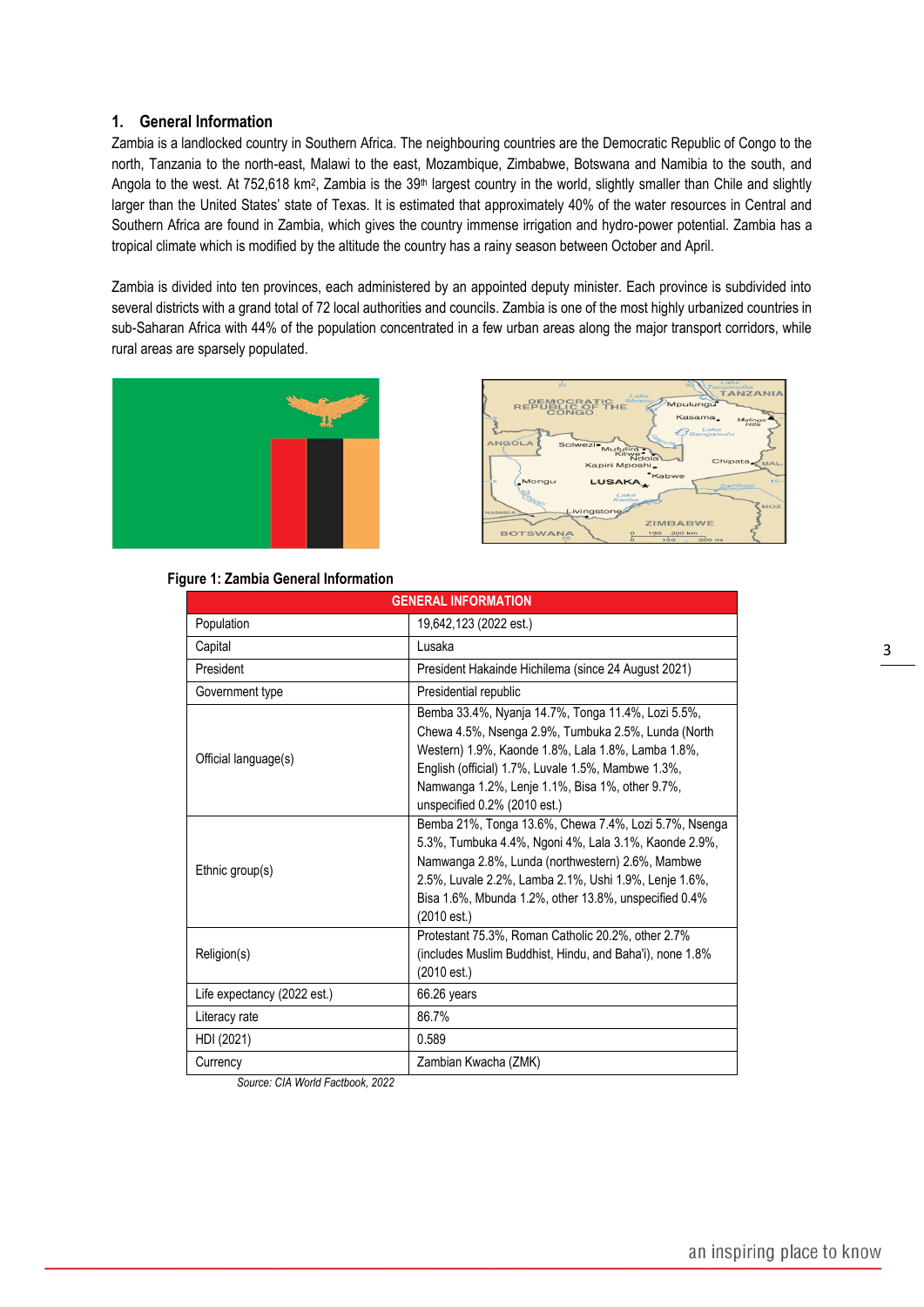## 1. General Information

Zambia is a landlocked country in Southern Africa. The neighbouring countries are the Democratic Republic of Congo to the north, Tanzania to the north-east, Malawi to the east, Mozambique, Zimbabwe, Botswana and Namibia to the south, and Angola to the west. At 752,618 km², Zambia is the 39th largest country in the world, slightly smaller than Chile and slightly larger than the United States' state of Texas. It is estimated that approximately 40% of the water resources in Central and Southern Africa are found in Zambia, which gives the country immense irrigation and hydro-power potential. Zambia has a tropical climate which is modified by the altitude the country has a rainy season between October and April.

Zambia is divided into ten provinces, each administered by an appointed deputy minister. Each province is subdivided into several districts with a grand total of 72 local authorities and councils. Zambia is one of the most highly urbanized countries in sub-Saharan Africa with 44% of the population concentrated in a few urban areas along the major transport corridors, while rural areas are sparsely populated.

**Figure 1: Zambia General Information**

| GENERAL INFORMATION | |
|---|---|
| Population | 19,642,123 (2022 est.) |
| Capital | Lusaka |
| President | President Hakainde Hichilema (since 24 August 2021) |
| Government type | Presidential republic |
| Official language(s) | Bemba 33.4%, Nyanja 14.7%, Tonga 11.4%, Lozi 5.5%, Chewa 4.5%, Nsenga 2.9%, Tumbuka 2.5%, Lunda (North Western) 1.9%, Kaonde 1.8%, Lala 1.8%, Lamba 1.8%, English (official) 1.7%, Luvale 1.5%, Mambwe 1.3%, Namwanga 1.2%, Lenje 1.1%, Bisa 1%, other 9.7%, unspecified 0.2% (2010 est.) |
| Ethnic group(s) | Bemba 21%, Tonga 13.6%, Chewa 7.4%, Lozi 5.7%, Nsenga 5.3%, Tumbuka 4.4%, Ngoni 4%, Lala 3.1%, Kaonde 2.9%, Namwanga 2.8%, Lunda (northwestern) 2.6%, Mambwe 2.5%, Luvale 2.2%, Lamba 2.1%, Ushi 1.9%, Lenje 1.6%, Bisa 1.6%, Mbunda 1.2%, other 13.8%, unspecified 0.4% (2010 est.) |
| Religion(s) | Protestant 75.3%, Roman Catholic 20.2%, other 2.7% (includes Muslim Buddhist, Hindu, and Baha'i), none 1.8% (2010 est.) |
| Life expectancy (2022 est.) | 66.26 years |
| Literacy rate | 86.7% |
| HDI (2021) | 0.589 |
| Currency | Zambian Kwacha (ZMK) |

*Source: CIA World Factbook, 2022*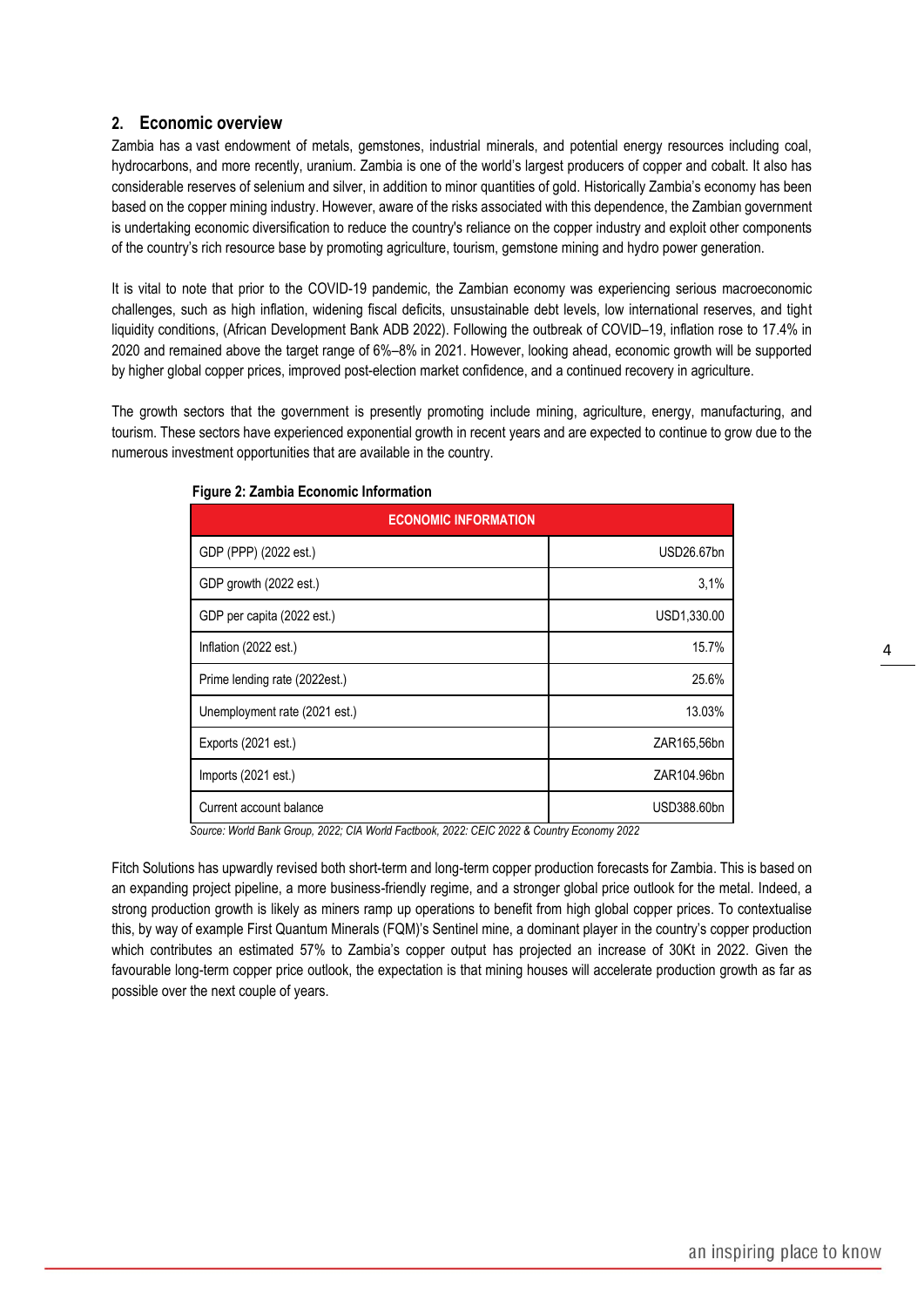## 2. Economic overview

Zambia has a vast endowment of metals, gemstones, industrial minerals, and potential energy resources including coal, hydrocarbons, and more recently, uranium. Zambia is one of the world's largest producers of copper and cobalt. It also has considerable reserves of selenium and silver, in addition to minor quantities of gold. Historically Zambia's economy has been based on the copper mining industry. However, aware of the risks associated with this dependence, the Zambian government is undertaking economic diversification to reduce the country's reliance on the copper industry and exploit other components of the country's rich resource base by promoting agriculture, tourism, gemstone mining and hydro power generation.

It is vital to note that prior to the COVID-19 pandemic, the Zambian economy was experiencing serious macroeconomic challenges, such as high inflation, widening fiscal deficits, unsustainable debt levels, low international reserves, and tight liquidity conditions, (African Development Bank ADB 2022). Following the outbreak of COVID–19, inflation rose to 17.4% in 2020 and remained above the target range of 6%–8% in 2021. However, looking ahead, economic growth will be supported by higher global copper prices, improved post-election market confidence, and a continued recovery in agriculture.

The growth sectors that the government is presently promoting include mining, agriculture, energy, manufacturing, and tourism. These sectors have experienced exponential growth in recent years and are expected to continue to grow due to the numerous investment opportunities that are available in the country.

**Figure 2: Zambia Economic Information**

| ECONOMIC INFORMATION | |
|---|---|
| GDP (PPP) (2022 est.) | USD26.67bn |
| GDP growth (2022 est.) | 3,1% |
| GDP per capita (2022 est.) | USD1,330.00 |
| Inflation (2022 est.) | 15.7% |
| Prime lending rate (2022est.) | 25.6% |
| Unemployment rate (2021 est.) | 13.03% |
| Exports (2021 est.) | ZAR165,56bn |
| Imports (2021 est.) | ZAR104.96bn |
| Current account balance | USD388.60bn |

*Source: World Bank Group, 2022; CIA World Factbook, 2022: CEIC 2022 & Country Economy 2022*

Fitch Solutions has upwardly revised both short-term and long-term copper production forecasts for Zambia. This is based on an expanding project pipeline, a more business-friendly regime, and a stronger global price outlook for the metal. Indeed, a strong production growth is likely as miners ramp up operations to benefit from high global copper prices. To contextualise this, by way of example First Quantum Minerals (FQM)'s Sentinel mine, a dominant player in the country's copper production which contributes an estimated 57% to Zambia's copper output has projected an increase of 30Kt in 2022. Given the favourable long-term copper price outlook, the expectation is that mining houses will accelerate production growth as far as possible over the next couple of years.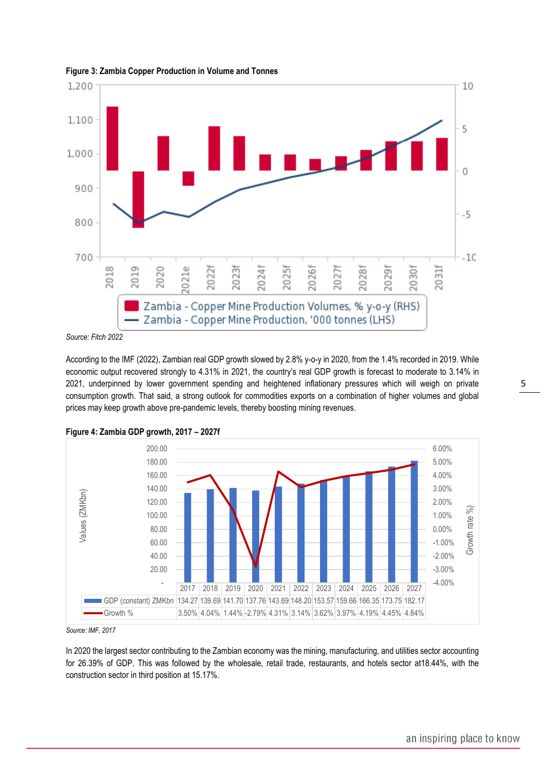**Figure 3: Zambia Copper Production in Volume and Tonnes**

1,200
1,100
1,000
900
800
700

10
5
0
-5
-10

2018 2019 2020 2021e 2022f 2023f 2024f 2025f 2026f 2027f 2028f 2029f 2030f 2031f

Zambia - Copper Mine Production Volumes, % y-o-y (RHS)
Zambia - Copper Mine Production, '000 tonnes (LHS)

*Source: Fitch 2022*

According to the IMF (2022), Zambian real GDP growth slowed by 2.8% y-o-y in 2020, from the 1.4% recorded in 2019. While economic output recovered strongly to 4.31% in 2021, the country's real GDP growth is forecast to moderate to 3.14% in 2021, underpinned by lower government spending and heightened inflationary pressures which will weigh on private consumption growth. That said, a strong outlook for commodities exports on a combination of higher volumes and global prices may keep growth above pre-pandemic levels, thereby boosting mining revenues.

**Figure 4: Zambia GDP growth, 2017 – 2027f**

Values (ZMKbn)
200.00
180.00
160.00
140.00
120.00
100.00
80.00
60.00
40.00
20.00
-

Growth rate %)
6.00%
5.00%
4.00%
3.00%
2.00%
1.00%
0.00%
-1.00%
-2.00%
-3.00%
-4.00%

| | 2017 | 2018 | 2019 | 2020 | 2021 | 2022 | 2023 | 2024 | 2025 | 2026 | 2027 |
|---|---|---|---|---|---|---|---|---|---|---|---|
| GDP (constant) ZMKbn | 134.27 | 139.69 | 141.70 | 137.76 | 143.69 | 148.20 | 153.57 | 159.66 | 166.35 | 173.75 | 182.17 |
| Growth % | 3.50% | 4.04% | 1.44% | -2.79% | 4.31% | 3.14% | 3.62% | 3.97% | 4.19% | 4.45% | 4.84% |

*Source: IMF, 2017*

In 2020 the largest sector contributing to the Zambian economy was the mining, manufacturing, and utilities sector accounting for 26.39% of GDP. This was followed by the wholesale, retail trade, restaurants, and hotels sector at18.44%, with the construction sector in third position at 15.17%.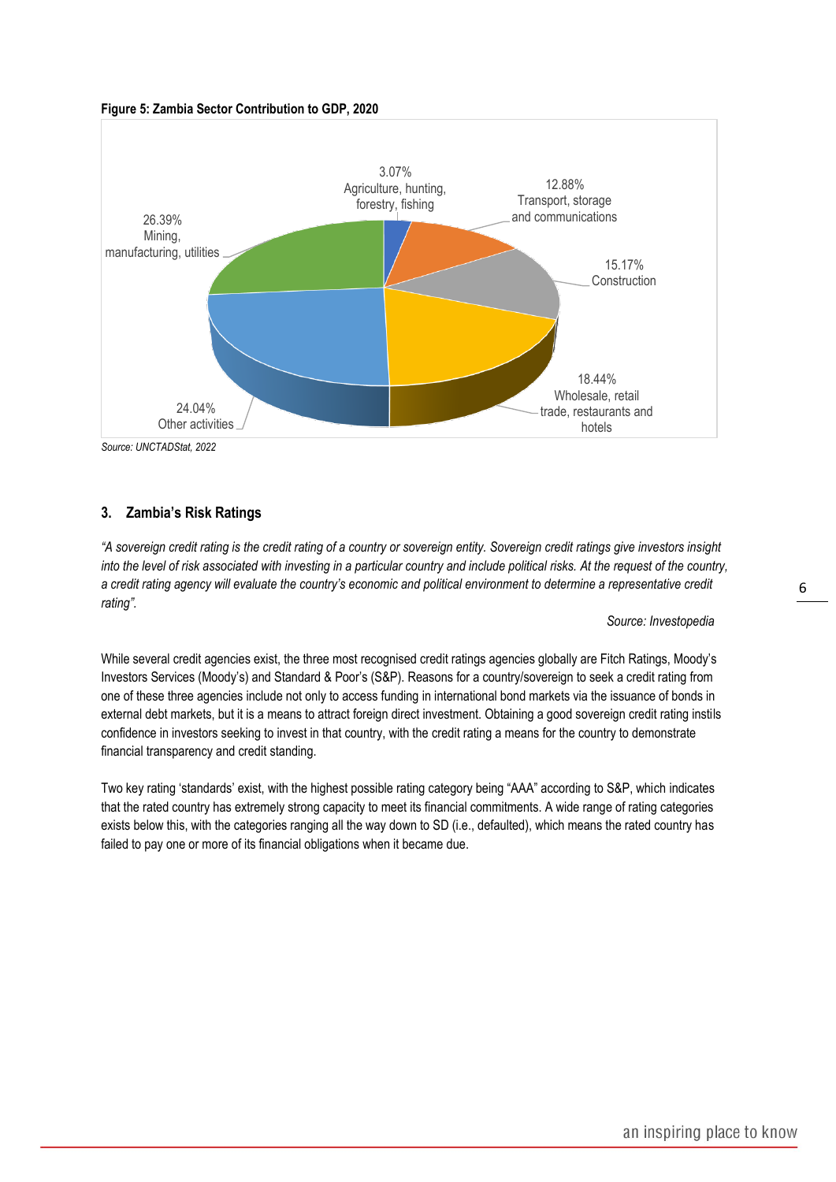**Figure 5: Zambia Sector Contribution to GDP, 2020**

3.07%
Agriculture, hunting, forestry, fishing

12.88%
Transport, storage and communications

15.17%
Construction

18.44%
Wholesale, retail trade, restaurants and hotels

24.04%
Other activities

26.39%
Mining, manufacturing, utilities

*Source: UNCTADStat, 2022*

## 3. Zambia's Risk Ratings

*"A sovereign credit rating is the credit rating of a country or sovereign entity. Sovereign credit ratings give investors insight into the level of risk associated with investing in a particular country and include political risks. At the request of the country, a credit rating agency will evaluate the country's economic and political environment to determine a representative credit rating".*

*Source: Investopedia*

While several credit agencies exist, the three most recognised credit ratings agencies globally are Fitch Ratings, Moody's Investors Services (Moody's) and Standard & Poor's (S&P). Reasons for a country/sovereign to seek a credit rating from one of these three agencies include not only to access funding in international bond markets via the issuance of bonds in external debt markets, but it is a means to attract foreign direct investment. Obtaining a good sovereign credit rating instils confidence in investors seeking to invest in that country, with the credit rating a means for the country to demonstrate financial transparency and credit standing.

Two key rating 'standards' exist, with the highest possible rating category being "AAA" according to S&P, which indicates that the rated country has extremely strong capacity to meet its financial commitments. A wide range of rating categories exists below this, with the categories ranging all the way down to SD (i.e., defaulted), which means the rated country has failed to pay one or more of its financial obligations when it became due.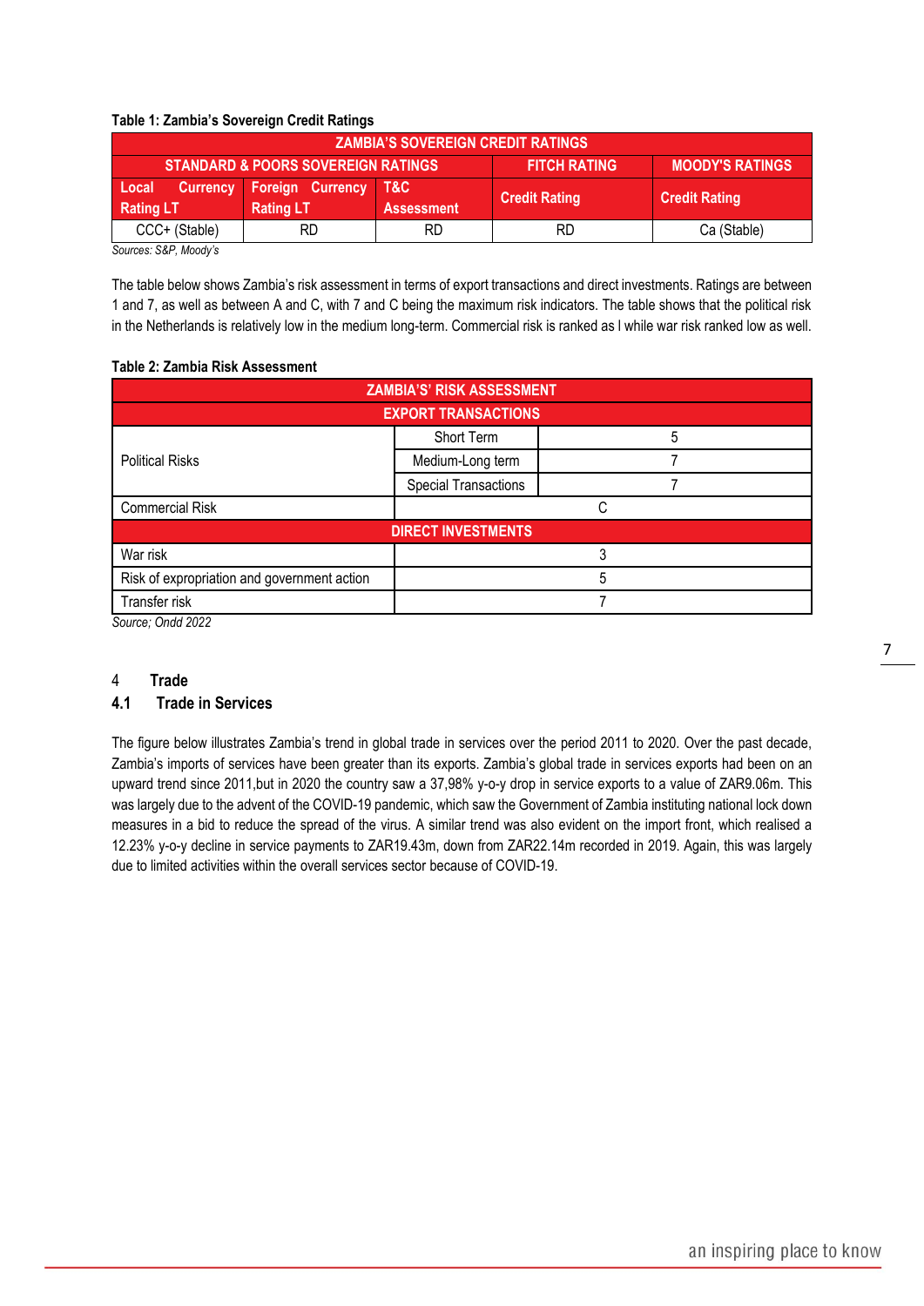**Table 1: Zambia's Sovereign Credit Ratings**

| ZAMBIA'S SOVEREIGN CREDIT RATINGS | | | | |
|---|---|---|---|---|
| STANDARD & POORS SOVEREIGN RATINGS | | | FITCH RATING | MOODY'S RATINGS |
| Local Currency Rating LT | Foreign Currency Rating LT | T&C Assessment | Credit Rating | Credit Rating |
| CCC+ (Stable) | RD | RD | RD | Ca (Stable) |

*Sources: S&P, Moody's*

The table below shows Zambia's risk assessment in terms of export transactions and direct investments. Ratings are between 1 and 7, as well as between A and C, with 7 and C being the maximum risk indicators. The table shows that the political risk in the Netherlands is relatively low in the medium long-term. Commercial risk is ranked as I while war risk ranked low as well.

**Table 2: Zambia Risk Assessment**

| ZAMBIA'S' RISK ASSESSMENT | | |
|---|---|---|
| EXPORT TRANSACTIONS | | |
| Political Risks | Short Term | 5 |
| | Medium-Long term | 7 |
| | Special Transactions | 7 |
| Commercial Risk | C | |
| DIRECT INVESTMENTS | | |
| War risk | 3 | |
| Risk of expropriation and government action | 5 | |
| Transfer risk | 7 | |

*Source; Ondd 2022*

## 4 Trade

### 4.1 Trade in Services

The figure below illustrates Zambia's trend in global trade in services over the period 2011 to 2020. Over the past decade, Zambia's imports of services have been greater than its exports. Zambia's global trade in services exports had been on an upward trend since 2011,but in 2020 the country saw a 37,98% y-o-y drop in service exports to a value of ZAR9.06m. This was largely due to the advent of the COVID-19 pandemic, which saw the Government of Zambia instituting national lock down measures in a bid to reduce the spread of the virus. A similar trend was also evident on the import front, which realised a 12.23% y-o-y decline in service payments to ZAR19.43m, down from ZAR22.14m recorded in 2019. Again, this was largely due to limited activities within the overall services sector because of COVID-19.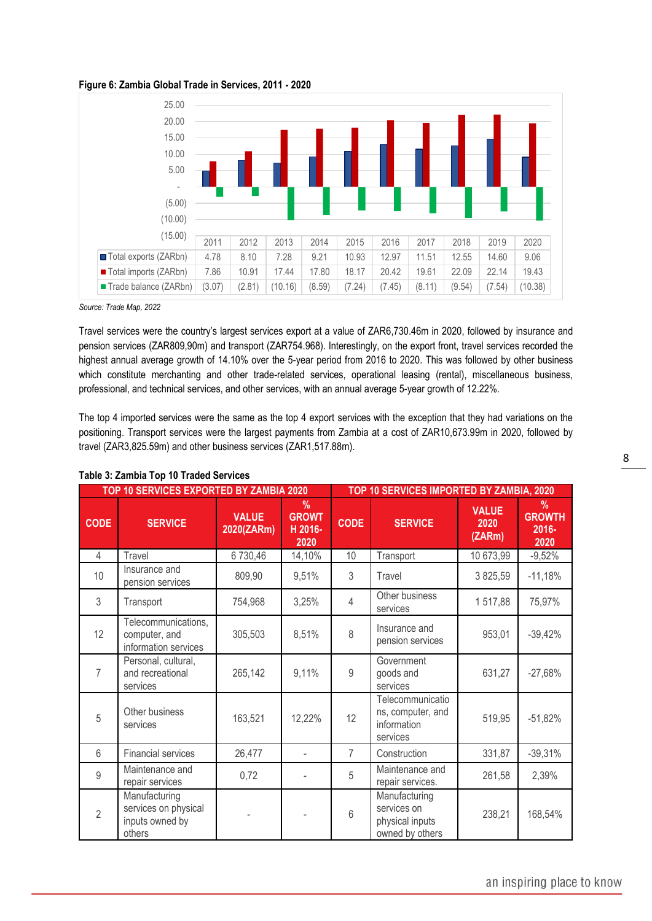**Figure 6: Zambia Global Trade in Services, 2011 - 2020**

25.00
20.00
15.00
10.00
5.00
-
(5.00)
(10.00)
(15.00)

2011 2012 2013 2014 2015 2016 2017 2018 2019 2020

Total exports (ZARbn) 4.78 8.10 7.28 9.21 10.93 12.97 11.51 12.55 14.60 9.06

Total imports (ZARbn) 7.86 10.91 17.44 17.80 18.17 20.42 19.61 22.09 22.14 19.43

Trade balance (ZARbn) (3.07) (2.81) (10.16) (8.59) (7.24) (7.45) (8.11) (9.54) (7.54) (10.38)

*Source: Trade Map, 2022*

Travel services were the country's largest services export at a value of ZAR6,730.46m in 2020, followed by insurance and pension services (ZAR809,90m) and transport (ZAR754.968). Interestingly, on the export front, travel services recorded the highest annual average growth of 14.10% over the 5-year period from 2016 to 2020. This was followed by other business which constitute merchanting and other trade-related services, operational leasing (rental), miscellaneous business, professional, and technical services, and other services, with an annual average 5-year growth of 12.22%.

The top 4 imported services were the same as the top 4 export services with the exception that they had variations on the positioning. Transport services were the largest payments from Zambia at a cost of ZAR10,673.99m in 2020, followed by travel (ZAR3,825.59m) and other business services (ZAR1,517.88m).

**Table 3: Zambia Top 10 Traded Services**

| TOP 10 SERVICES EXPORTED BY ZAMBIA 2020 | | | | TOP 10 SERVICES IMPORTED BY ZAMBIA, 2020 | | | |
|---|---|---|---|---|---|---|---|
| CODE | SERVICE | VALUE 2020(ZARm) | % GROWTH 2016-2020 | CODE | SERVICE | VALUE 2020 (ZARm) | % GROWTH 2016-2020 |
| 4 | Travel | 6 730,46 | 14,10% | 10 | Transport | 10 673,99 | -9,52% |
| 10 | Insurance and pension services | 809,90 | 9,51% | 3 | Travel | 3 825,59 | -11,18% |
| 3 | Transport | 754,968 | 3,25% | 4 | Other business services | 1 517,88 | 75,97% |
| 12 | Telecommunications, computer, and information services | 305,503 | 8,51% | 8 | Insurance and pension services | 953,01 | -39,42% |
| 7 | Personal, cultural, and recreational services | 265,142 | 9,11% | 9 | Government goods and services | 631,27 | -27,68% |
| 5 | Other business services | 163,521 | 12,22% | 12 | Telecommunications, computer, and information services | 519,95 | -51,82% |
| 6 | Financial services | 26,477 | - | 7 | Construction | 331,87 | -39,31% |
| 9 | Maintenance and repair services | 0,72 | - | 5 | Maintenance and repair services. | 261,58 | 2,39% |
| 2 | Manufacturing services on physical inputs owned by others | - | - | 6 | Manufacturing services on physical inputs owned by others | 238,21 | 168,54% |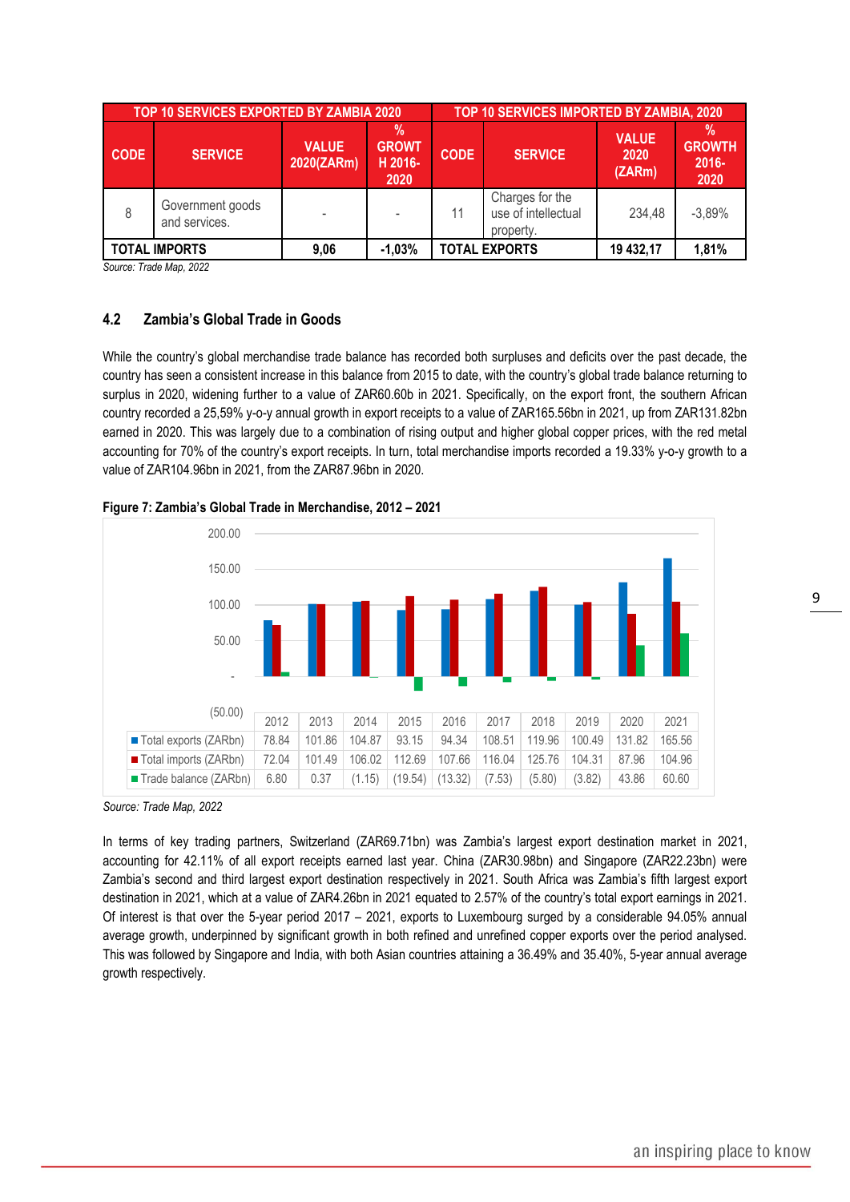| TOP 10 SERVICES EXPORTED BY ZAMBIA 2020 | | | | TOP 10 SERVICES IMPORTED BY ZAMBIA, 2020 | | | |
|---|---|---|---|---|---|---|---|
| CODE | SERVICE | VALUE 2020(ZARm) | % GROWTH 2016-2020 | CODE | SERVICE | VALUE 2020 (ZARm) | % GROWTH 2016-2020 |
| 8 | Government goods and services. | - | - | 11 | Charges for the use of intellectual property. | 234,48 | -3,89% |
| TOTAL IMPORTS | | 9,06 | -1,03% | TOTAL EXPORTS | | 19 432,17 | 1,81% |

*Source: Trade Map, 2022*

## 4.2 Zambia's Global Trade in Goods

While the country's global merchandise trade balance has recorded both surpluses and deficits over the past decade, the country has seen a consistent increase in this balance from 2015 to date, with the country's global trade balance returning to surplus in 2020, widening further to a value of ZAR60.60b in 2021. Specifically, on the export front, the southern African country recorded a 25,59% y-o-y annual growth in export receipts to a value of ZAR165.56bn in 2021, up from ZAR131.82bn earned in 2020. This was largely due to a combination of rising output and higher global copper prices, with the red metal accounting for 70% of the country's export receipts. In turn, total merchandise imports recorded a 19.33% y-o-y growth to a value of ZAR104.96bn in 2021, from the ZAR87.96bn in 2020.

**Figure 7: Zambia's Global Trade in Merchandise, 2012 – 2021**

200.00
150.00
100.00
50.00
-
(50.00)

2012 2013 2014 2015 2016 2017 2018 2019 2020 2021
Total exports (ZARbn) 78.84 101.86 104.87 93.15 94.34 108.51 119.96 100.49 131.82 165.56
Total imports (ZARbn) 72.04 101.49 106.02 112.69 107.66 116.04 125.76 104.31 87.96 104.96
Trade balance (ZARbn) 6.80 0.37 (1.15) (19.54) (13.32) (7.53) (5.80) (3.82) 43.86 60.60

*Source: Trade Map, 2022*

In terms of key trading partners, Switzerland (ZAR69.71bn) was Zambia's largest export destination market in 2021, accounting for 42.11% of all export receipts earned last year. China (ZAR30.98bn) and Singapore (ZAR22.23bn) were Zambia's second and third largest export destination respectively in 2021. South Africa was Zambia's fifth largest export destination in 2021, which at a value of ZAR4.26bn in 2021 equated to 2.57% of the country's total export earnings in 2021. Of interest is that over the 5-year period 2017 – 2021, exports to Luxembourg surged by a considerable 94.05% annual average growth, underpinned by significant growth in both refined and unrefined copper exports over the period analysed. This was followed by Singapore and India, with both Asian countries attaining a 36.49% and 35.40%, 5-year annual average growth respectively.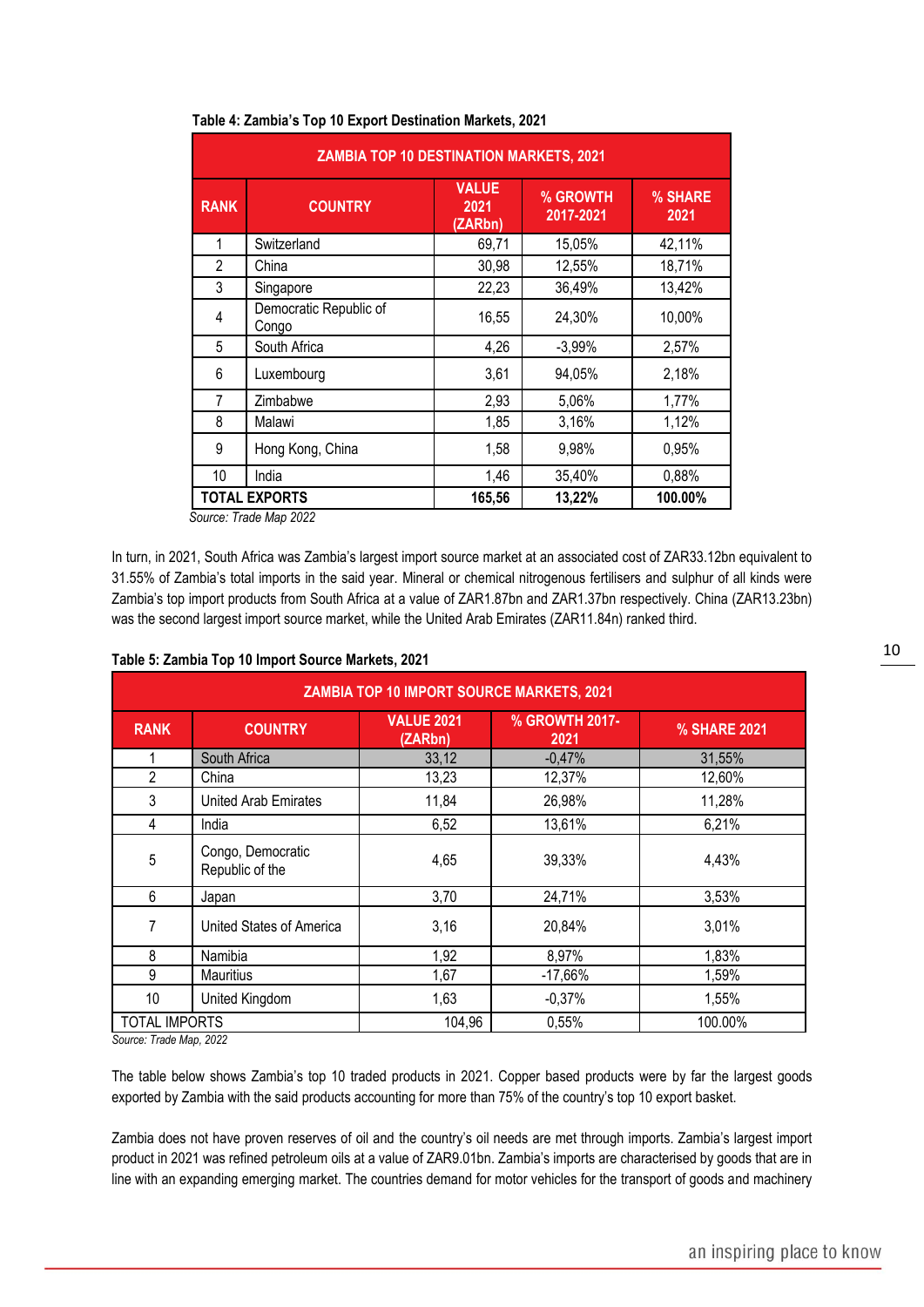**Table 4: Zambia's Top 10 Export Destination Markets, 2021**

| ZAMBIA TOP 10 DESTINATION MARKETS, 2021 | | | | |
|---|---|---|---|---|
| **RANK** | **COUNTRY** | **VALUE 2021 (ZARbn)** | **% GROWTH 2017-2021** | **% SHARE 2021** |
| 1 | Switzerland | 69,71 | 15,05% | 42,11% |
| 2 | China | 30,98 | 12,55% | 18,71% |
| 3 | Singapore | 22,23 | 36,49% | 13,42% |
| 4 | Democratic Republic of Congo | 16,55 | 24,30% | 10,00% |
| 5 | South Africa | 4,26 | -3,99% | 2,57% |
| 6 | Luxembourg | 3,61 | 94,05% | 2,18% |
| 7 | Zimbabwe | 2,93 | 5,06% | 1,77% |
| 8 | Malawi | 1,85 | 3,16% | 1,12% |
| 9 | Hong Kong, China | 1,58 | 9,98% | 0,95% |
| 10 | India | 1,46 | 35,40% | 0,88% |
| **TOTAL EXPORTS** | | **165,56** | **13,22%** | **100.00%** |

*Source: Trade Map 2022*

In turn, in 2021, South Africa was Zambia's largest import source market at an associated cost of ZAR33.12bn equivalent to 31.55% of Zambia's total imports in the said year. Mineral or chemical nitrogenous fertilisers and sulphur of all kinds were Zambia's top import products from South Africa at a value of ZAR1.87bn and ZAR1.37bn respectively. China (ZAR13.23bn) was the second largest import source market, while the United Arab Emirates (ZAR11.84n) ranked third.

**Table 5: Zambia Top 10 Import Source Markets, 2021**

| ZAMBIA TOP 10 IMPORT SOURCE MARKETS, 2021 | | | | |
|---|---|---|---|---|
| **RANK** | **COUNTRY** | **VALUE 2021 (ZARbn)** | **% GROWTH 2017-2021** | **% SHARE 2021** |
| 1 | South Africa | 33,12 | -0,47% | 31,55% |
| 2 | China | 13,23 | 12,37% | 12,60% |
| 3 | United Arab Emirates | 11,84 | 26,98% | 11,28% |
| 4 | India | 6,52 | 13,61% | 6,21% |
| 5 | Congo, Democratic Republic of the | 4,65 | 39,33% | 4,43% |
| 6 | Japan | 3,70 | 24,71% | 3,53% |
| 7 | United States of America | 3,16 | 20,84% | 3,01% |
| 8 | Namibia | 1,92 | 8,97% | 1,83% |
| 9 | Mauritius | 1,67 | -17,66% | 1,59% |
| 10 | United Kingdom | 1,63 | -0,37% | 1,55% |
| TOTAL IMPORTS | | 104,96 | 0,55% | 100.00% |

*Source: Trade Map, 2022*

The table below shows Zambia's top 10 traded products in 2021. Copper based products were by far the largest goods exported by Zambia with the said products accounting for more than 75% of the country's top 10 export basket.

Zambia does not have proven reserves of oil and the country's oil needs are met through imports. Zambia's largest import product in 2021 was refined petroleum oils at a value of ZAR9.01bn. Zambia's imports are characterised by goods that are in line with an expanding emerging market. The countries demand for motor vehicles for the transport of goods and machinery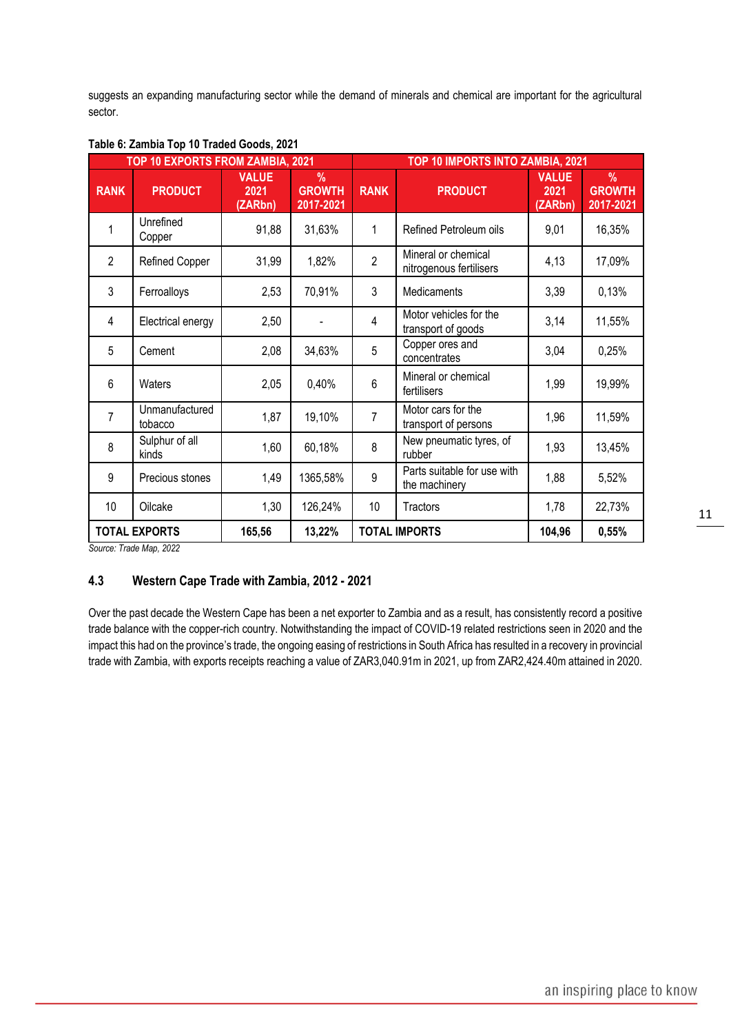suggests an expanding manufacturing sector while the demand of minerals and chemical are important for the agricultural sector.

**Table 6: Zambia Top 10 Traded Goods, 2021**

| TOP 10 EXPORTS FROM ZAMBIA, 2021 | | | | TOP 10 IMPORTS INTO ZAMBIA, 2021 | | | |
|---|---|---|---|---|---|---|---|
| RANK | PRODUCT | VALUE 2021 (ZARbn) | % GROWTH 2017-2021 | RANK | PRODUCT | VALUE 2021 (ZARbn) | % GROWTH 2017-2021 |
| 1 | Unrefined Copper | 91,88 | 31,63% | 1 | Refined Petroleum oils | 9,01 | 16,35% |
| 2 | Refined Copper | 31,99 | 1,82% | 2 | Mineral or chemical nitrogenous fertilisers | 4,13 | 17,09% |
| 3 | Ferroalloys | 2,53 | 70,91% | 3 | Medicaments | 3,39 | 0,13% |
| 4 | Electrical energy | 2,50 | - | 4 | Motor vehicles for the transport of goods | 3,14 | 11,55% |
| 5 | Cement | 2,08 | 34,63% | 5 | Copper ores and concentrates | 3,04 | 0,25% |
| 6 | Waters | 2,05 | 0,40% | 6 | Mineral or chemical fertilisers | 1,99 | 19,99% |
| 7 | Unmanufactured tobacco | 1,87 | 19,10% | 7 | Motor cars for the transport of persons | 1,96 | 11,59% |
| 8 | Sulphur of all kinds | 1,60 | 60,18% | 8 | New pneumatic tyres, of rubber | 1,93 | 13,45% |
| 9 | Precious stones | 1,49 | 1365,58% | 9 | Parts suitable for use with the machinery | 1,88 | 5,52% |
| 10 | Oilcake | 1,30 | 126,24% | 10 | Tractors | 1,78 | 22,73% |
| **TOTAL EXPORTS** | | **165,56** | **13,22%** | **TOTAL IMPORTS** | | **104,96** | **0,55%** |

*Source: Trade Map, 2022*

### 4.3 Western Cape Trade with Zambia, 2012 - 2021

Over the past decade the Western Cape has been a net exporter to Zambia and as a result, has consistently record a positive trade balance with the copper-rich country. Notwithstanding the impact of COVID-19 related restrictions seen in 2020 and the impact this had on the province's trade, the ongoing easing of restrictions in South Africa has resulted in a recovery in provincial trade with Zambia, with exports receipts reaching a value of ZAR3,040.91m in 2021, up from ZAR2,424.40m attained in 2020.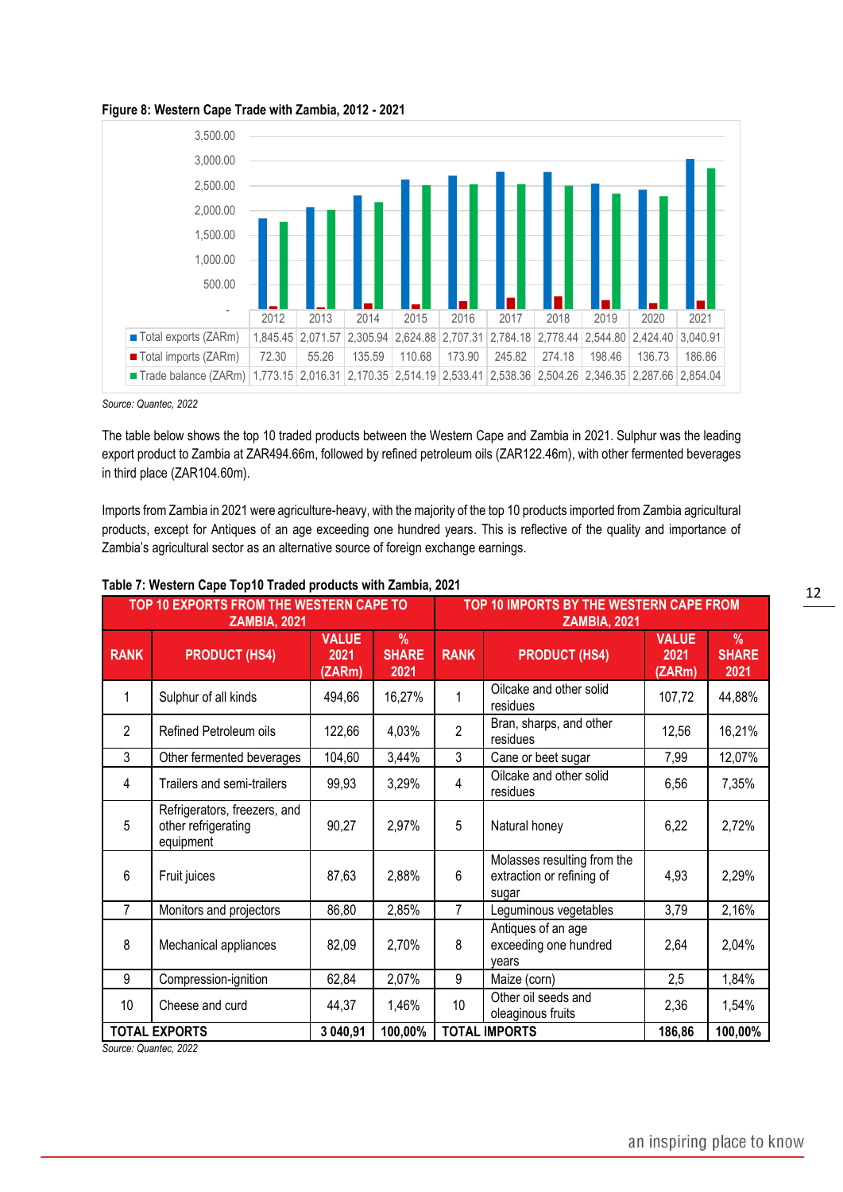**Figure 8: Western Cape Trade with Zambia, 2012 - 2021**

3,500.00
3,000.00
2,500.00
2,000.00
1,500.00
1,000.00
500.00
-

2012 2013 2014 2015 2016 2017 2018 2019 2020 2021

Total exports (ZARm) 1,845.45 2,071.57 2,305.94 2,624.88 2,707.31 2,784.18 2,778.44 2,544.80 2,424.40 3,040.91

Total imports (ZARm) 72.30 55.26 135.59 110.68 173.90 245.82 274.18 198.46 136.73 186.86

Trade balance (ZARm) 1,773.15 2,016.31 2,170.35 2,514.19 2,533.41 2,538.36 2,504.26 2,346.35 2,287.66 2,854.04

*Source: Quantec, 2022*

The table below shows the top 10 traded products between the Western Cape and Zambia in 2021. Sulphur was the leading export product to Zambia at ZAR494.66m, followed by refined petroleum oils (ZAR122.46m), with other fermented beverages in third place (ZAR104.60m).

Imports from Zambia in 2021 were agriculture-heavy, with the majority of the top 10 products imported from Zambia agricultural products, except for Antiques of an age exceeding one hundred years. This is reflective of the quality and importance of Zambia's agricultural sector as an alternative source of foreign exchange earnings.

**Table 7: Western Cape Top10 Traded products with Zambia, 2021**

| TOP 10 EXPORTS FROM THE WESTERN CAPE TO ZAMBIA, 2021 | | | | TOP 10 IMPORTS BY THE WESTERN CAPE FROM ZAMBIA, 2021 | | | |
|---|---|---|---|---|---|---|---|
| **RANK** | **PRODUCT (HS4)** | **VALUE 2021 (ZARm)** | **% SHARE 2021** | **RANK** | **PRODUCT (HS4)** | **VALUE 2021 (ZARm)** | **% SHARE 2021** |
| 1 | Sulphur of all kinds | 494,66 | 16,27% | 1 | Oilcake and other solid residues | 107,72 | 44,88% |
| 2 | Refined Petroleum oils | 122,66 | 4,03% | 2 | Bran, sharps, and other residues | 12,56 | 16,21% |
| 3 | Other fermented beverages | 104,60 | 3,44% | 3 | Cane or beet sugar | 7,99 | 12,07% |
| 4 | Trailers and semi-trailers | 99,93 | 3,29% | 4 | Oilcake and other solid residues | 6,56 | 7,35% |
| 5 | Refrigerators, freezers, and other refrigerating equipment | 90,27 | 2,97% | 5 | Natural honey | 6,22 | 2,72% |
| 6 | Fruit juices | 87,63 | 2,88% | 6 | Molasses resulting from the extraction or refining of sugar | 4,93 | 2,29% |
| 7 | Monitors and projectors | 86,80 | 2,85% | 7 | Leguminous vegetables | 3,79 | 2,16% |
| 8 | Mechanical appliances | 82,09 | 2,70% | 8 | Antiques of an age exceeding one hundred years | 2,64 | 2,04% |
| 9 | Compression-ignition | 62,84 | 2,07% | 9 | Maize (corn) | 2,5 | 1,84% |
| 10 | Cheese and curd | 44,37 | 1,46% | 10 | Other oil seeds and oleaginous fruits | 2,36 | 1,54% |
| **TOTAL EXPORTS** | | **3 040,91** | **100,00%** | **TOTAL IMPORTS** | | **186,86** | **100,00%** |

*Source: Quantec, 2022*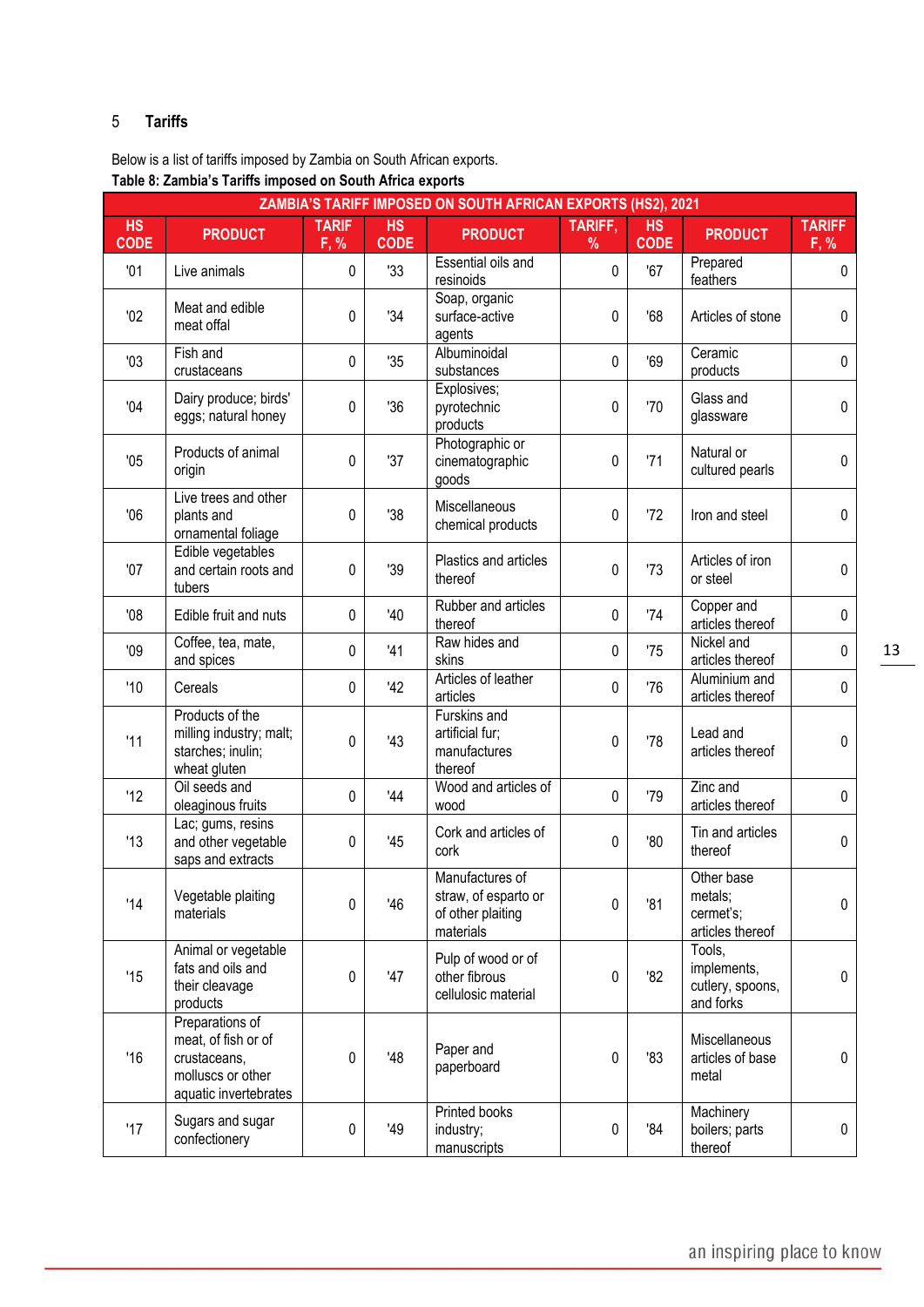## 5 Tariffs

Below is a list of tariffs imposed by Zambia on South African exports.

**Table 8: Zambia's Tariffs imposed on South Africa exports**

| ZAMBIA'S TARIFF IMPOSED ON SOUTH AFRICAN EXPORTS (HS2), 2021 | | | | | | | | |
|---|---|---|---|---|---|---|---|---|
| HS CODE | PRODUCT | TARIFF, % | HS CODE | PRODUCT | TARIFF, % | HS CODE | PRODUCT | TARIFF, % |
| '01 | Live animals | 0 | '33 | Essential oils and resinoids | 0 | '67 | Prepared feathers | 0 |
| '02 | Meat and edible meat offal | 0 | '34 | Soap, organic surface-active agents | 0 | '68 | Articles of stone | 0 |
| '03 | Fish and crustaceans | 0 | '35 | Albuminoidal substances | 0 | '69 | Ceramic products | 0 |
| '04 | Dairy produce; birds' eggs; natural honey | 0 | '36 | Explosives; pyrotechnic products | 0 | '70 | Glass and glassware | 0 |
| '05 | Products of animal origin | 0 | '37 | Photographic or cinematographic goods | 0 | '71 | Natural or cultured pearls | 0 |
| '06 | Live trees and other plants and ornamental foliage | 0 | '38 | Miscellaneous chemical products | 0 | '72 | Iron and steel | 0 |
| '07 | Edible vegetables and certain roots and tubers | 0 | '39 | Plastics and articles thereof | 0 | '73 | Articles of iron or steel | 0 |
| '08 | Edible fruit and nuts | 0 | '40 | Rubber and articles thereof | 0 | '74 | Copper and articles thereof | 0 |
| '09 | Coffee, tea, mate, and spices | 0 | '41 | Raw hides and skins | 0 | '75 | Nickel and articles thereof | 0 |
| '10 | Cereals | 0 | '42 | Articles of leather articles | 0 | '76 | Aluminium and articles thereof | 0 |
| '11 | Products of the milling industry; malt; starches; inulin; wheat gluten | 0 | '43 | Furskins and artificial fur; manufactures thereof | 0 | '78 | Lead and articles thereof | 0 |
| '12 | Oil seeds and oleaginous fruits | 0 | '44 | Wood and articles of wood | 0 | '79 | Zinc and articles thereof | 0 |
| '13 | Lac; gums, resins and other vegetable saps and extracts | 0 | '45 | Cork and articles of cork | 0 | '80 | Tin and articles thereof | 0 |
| '14 | Vegetable plaiting materials | 0 | '46 | Manufactures of straw, of esparto or of other plaiting materials | 0 | '81 | Other base metals; cermet's; articles thereof | 0 |
| '15 | Animal or vegetable fats and oils and their cleavage products | 0 | '47 | Pulp of wood or of other fibrous cellulosic material | 0 | '82 | Tools, implements, cutlery, spoons, and forks | 0 |
| '16 | Preparations of meat, of fish or of crustaceans, molluscs or other aquatic invertebrates | 0 | '48 | Paper and paperboard | 0 | '83 | Miscellaneous articles of base metal | 0 |
| '17 | Sugars and sugar confectionery | 0 | '49 | Printed books industry; manuscripts | 0 | '84 | Machinery boilers; parts thereof | 0 |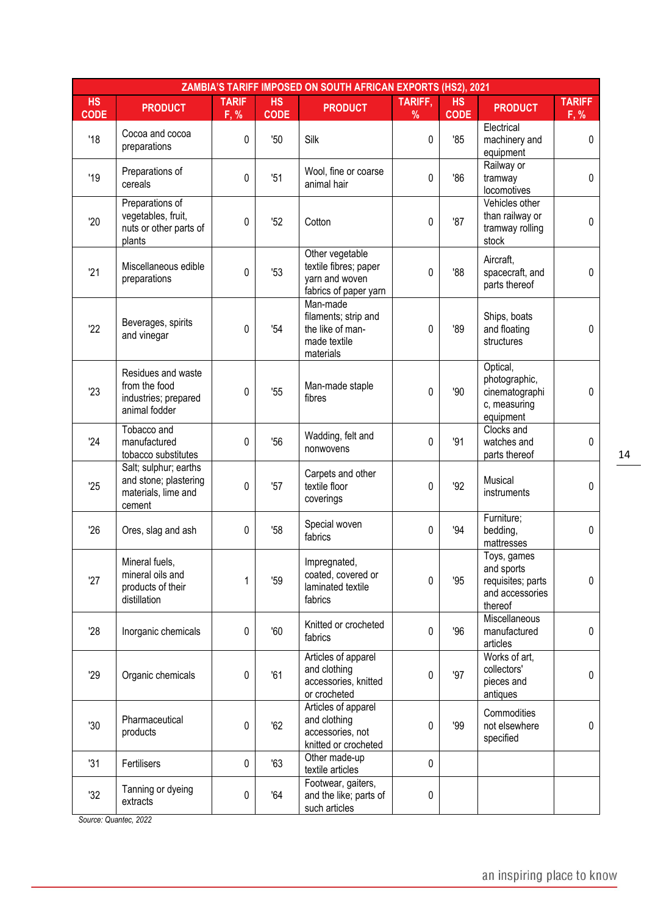| ZAMBIA'S TARIFF IMPOSED ON SOUTH AFRICAN EXPORTS (HS2), 2021 | | | | | | | | |
|---|---|---|---|---|---|---|---|---|
| HS CODE | PRODUCT | TARIFF, % | HS CODE | PRODUCT | TARIFF, % | HS CODE | PRODUCT | TARIFF, % |
| '18 | Cocoa and cocoa preparations | 0 | '50 | Silk | 0 | '85 | Electrical machinery and equipment | 0 |
| '19 | Preparations of cereals | 0 | '51 | Wool, fine or coarse animal hair | 0 | '86 | Railway or tramway locomotives | 0 |
| '20 | Preparations of vegetables, fruit, nuts or other parts of plants | 0 | '52 | Cotton | 0 | '87 | Vehicles other than railway or tramway rolling stock | 0 |
| '21 | Miscellaneous edible preparations | 0 | '53 | Other vegetable textile fibres; paper yarn and woven fabrics of paper yarn | 0 | '88 | Aircraft, spacecraft, and parts thereof | 0 |
| '22 | Beverages, spirits and vinegar | 0 | '54 | Man-made filaments; strip and the like of man-made textile materials | 0 | '89 | Ships, boats and floating structures | 0 |
| '23 | Residues and waste from the food industries; prepared animal fodder | 0 | '55 | Man-made staple fibres | 0 | '90 | Optical, photographic, cinematographic, measuring equipment | 0 |
| '24 | Tobacco and manufactured tobacco substitutes | 0 | '56 | Wadding, felt and nonwovens | 0 | '91 | Clocks and watches and parts thereof | 0 |
| '25 | Salt; sulphur; earths and stone; plastering materials, lime and cement | 0 | '57 | Carpets and other textile floor coverings | 0 | '92 | Musical instruments | 0 |
| '26 | Ores, slag and ash | 0 | '58 | Special woven fabrics | 0 | '94 | Furniture; bedding, mattresses | 0 |
| '27 | Mineral fuels, mineral oils and products of their distillation | 1 | '59 | Impregnated, coated, covered or laminated textile fabrics | 0 | '95 | Toys, games and sports requisites; parts and accessories thereof | 0 |
| '28 | Inorganic chemicals | 0 | '60 | Knitted or crocheted fabrics | 0 | '96 | Miscellaneous manufactured articles | 0 |
| '29 | Organic chemicals | 0 | '61 | Articles of apparel and clothing accessories, knitted or crocheted | 0 | '97 | Works of art, collectors' pieces and antiques | 0 |
| '30 | Pharmaceutical products | 0 | '62 | Articles of apparel and clothing accessories, not knitted or crocheted | 0 | '99 | Commodities not elsewhere specified | 0 |
| '31 | Fertilisers | 0 | '63 | Other made-up textile articles | 0 | | | |
| '32 | Tanning or dyeing extracts | 0 | '64 | Footwear, gaiters, and the like; parts of such articles | 0 | | | |

*Source: Quantec, 2022*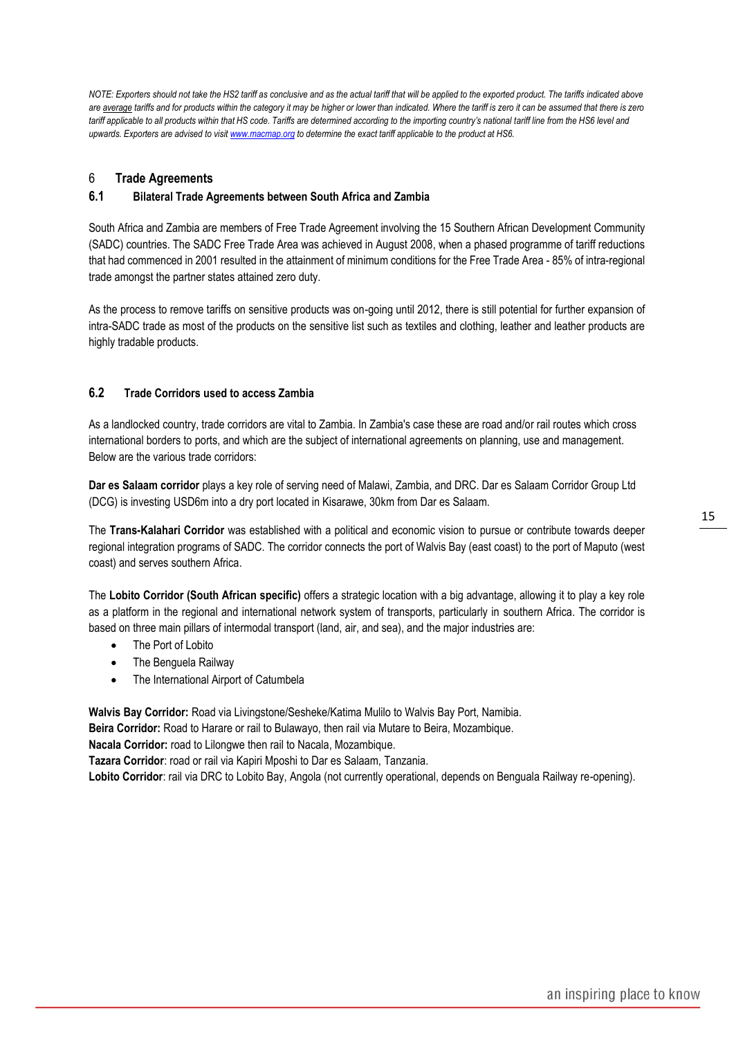*NOTE: Exporters should not take the HS2 tariff as conclusive and as the actual tariff that will be applied to the exported product. The tariffs indicated above are average tariffs and for products within the category it may be higher or lower than indicated. Where the tariff is zero it can be assumed that there is zero tariff applicable to all products within that HS code. Tariffs are determined according to the importing country's national tariff line from the HS6 level and upwards. Exporters are advised to visit www.macmap.org to determine the exact tariff applicable to the product at HS6.*

## 6 Trade Agreements

### 6.1 Bilateral Trade Agreements between South Africa and Zambia

South Africa and Zambia are members of Free Trade Agreement involving the 15 Southern African Development Community (SADC) countries. The SADC Free Trade Area was achieved in August 2008, when a phased programme of tariff reductions that had commenced in 2001 resulted in the attainment of minimum conditions for the Free Trade Area - 85% of intra-regional trade amongst the partner states attained zero duty.

As the process to remove tariffs on sensitive products was on-going until 2012, there is still potential for further expansion of intra-SADC trade as most of the products on the sensitive list such as textiles and clothing, leather and leather products are highly tradable products.

### 6.2 Trade Corridors used to access Zambia

As a landlocked country, trade corridors are vital to Zambia. In Zambia's case these are road and/or rail routes which cross international borders to ports, and which are the subject of international agreements on planning, use and management. Below are the various trade corridors:

**Dar es Salaam corridor** plays a key role of serving need of Malawi, Zambia, and DRC. Dar es Salaam Corridor Group Ltd (DCG) is investing USD6m into a dry port located in Kisarawe, 30km from Dar es Salaam.

The **Trans-Kalahari Corridor** was established with a political and economic vision to pursue or contribute towards deeper regional integration programs of SADC. The corridor connects the port of Walvis Bay (east coast) to the port of Maputo (west coast) and serves southern Africa.

The **Lobito Corridor (South African specific)** offers a strategic location with a big advantage, allowing it to play a key role as a platform in the regional and international network system of transports, particularly in southern Africa. The corridor is based on three main pillars of intermodal transport (land, air, and sea), and the major industries are:

- The Port of Lobito
- The Benguela Railway
- The International Airport of Catumbela

**Walvis Bay Corridor:** Road via Livingstone/Sesheke/Katima Mulilo to Walvis Bay Port, Namibia.
**Beira Corridor:** Road to Harare or rail to Bulawayo, then rail via Mutare to Beira, Mozambique.
**Nacala Corridor:** road to Lilongwe then rail to Nacala, Mozambique.
**Tazara Corridor**: road or rail via Kapiri Mposhi to Dar es Salaam, Tanzania.
**Lobito Corridor**: rail via DRC to Lobito Bay, Angola (not currently operational, depends on Benguala Railway re-opening).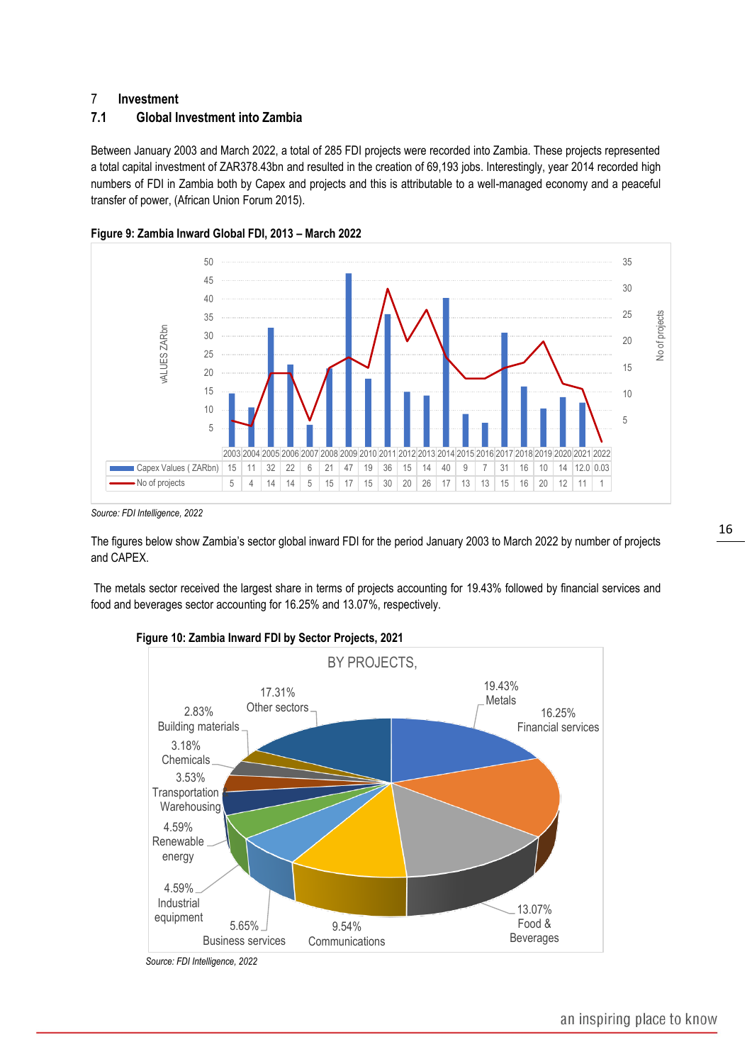## 7 Investment

### 7.1 Global Investment into Zambia

Between January 2003 and March 2022, a total of 285 FDI projects were recorded into Zambia. These projects represented a total capital investment of ZAR378.43bn and resulted in the creation of 69,193 jobs. Interestingly, year 2014 recorded high numbers of FDI in Zambia both by Capex and projects and this is attributable to a well-managed economy and a peaceful transfer of power, (African Union Forum 2015).

**Figure 9: Zambia Inward Global FDI, 2013 – March 2022**

vALUES ZARbn

50
45
40
35
30
25
20
15
10
5

No of projects

35
30
25
20
15
10
5

2003 2004 2005 2006 2007 2008 2009 2010 2011 2012 2013 2014 2015 2016 2017 2018 2019 2020 2021 2022

Capex Values ( ZARbn) 15 11 32 22 6 21 47 19 36 15 14 40 9 7 31 16 10 14 12.0 0.03

No of projects 5 4 14 14 5 15 17 15 30 20 26 17 13 13 15 16 20 12 11 1

*Source: FDI Intelligence, 2022*

The figures below show Zambia's sector global inward FDI for the period January 2003 to March 2022 by number of projects and CAPEX.

The metals sector received the largest share in terms of projects accounting for 19.43% followed by financial services and food and beverages sector accounting for 16.25% and 13.07%, respectively.

**Figure 10: Zambia Inward FDI by Sector Projects, 2021**

BY PROJECTS,

19.43% Metals

16.25% Financial services

13.07% Food & Beverages

9.54% Communications

5.65% Business services

4.59% Industrial equipment

4.59% Renewable energy

3.53% Transportation Warehousing

3.18% Chemicals

2.83% Building materials

17.31% Other sectors

*Source: FDI Intelligence, 2022*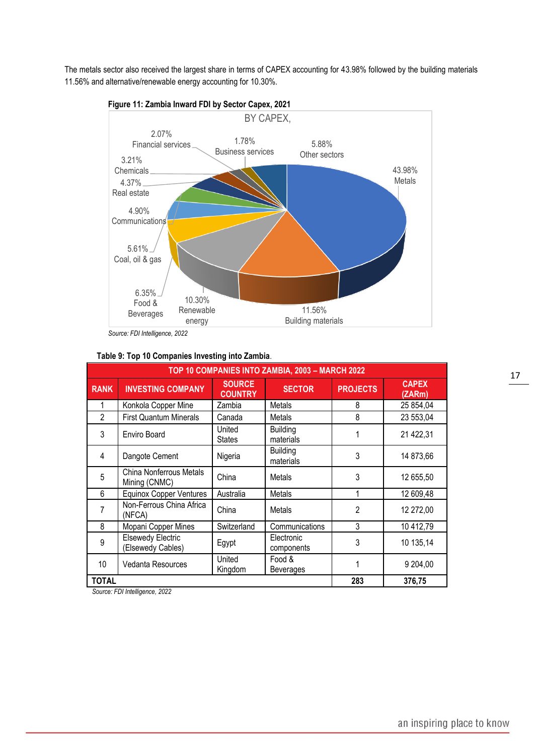The metals sector also received the largest share in terms of CAPEX accounting for 43.98% followed by the building materials 11.56% and alternative/renewable energy accounting for 10.30%.

**Figure 11: Zambia Inward FDI by Sector Capex, 2021**

BY CAPEX,

| Sector | Share |
|---|---|
| Metals | 43.98% |
| Building materials | 11.56% |
| Renewable energy | 10.30% |
| Food & Beverages | 6.35% |
| Coal, oil & gas | 5.61% |
| Communications | 4.90% |
| Real estate | 4.37% |
| Chemicals | 3.21% |
| Financial services | 2.07% |
| Business services | 1.78% |
| Other sectors | 5.88% |

*Source: FDI Intelligence, 2022*

**Table 9: Top 10 Companies Investing into Zambia**.

| TOP 10 COMPANIES INTO ZAMBIA, 2003 – MARCH 2022 | | | | | |
|---|---|---|---|---|---|
| **RANK** | **INVESTING COMPANY** | **SOURCE COUNTRY** | **SECTOR** | **PROJECTS** | **CAPEX (ZARm)** |
| 1 | Konkola Copper Mine | Zambia | Metals | 8 | 25 854,04 |
| 2 | First Quantum Minerals | Canada | Metals | 8 | 23 553,04 |
| 3 | Enviro Board | United States | Building materials | 1 | 21 422,31 |
| 4 | Dangote Cement | Nigeria | Building materials | 3 | 14 873,66 |
| 5 | China Nonferrous Metals Mining (CNMC) | China | Metals | 3 | 12 655,50 |
| 6 | Equinox Copper Ventures | Australia | Metals | 1 | 12 609,48 |
| 7 | Non-Ferrous China Africa (NFCA) | China | Metals | 2 | 12 272,00 |
| 8 | Mopani Copper Mines | Switzerland | Communications | 3 | 10 412,79 |
| 9 | Elsewedy Electric (Elsewedy Cables) | Egypt | Electronic components | 3 | 10 135,14 |
| 10 | Vedanta Resources | United Kingdom | Food & Beverages | 1 | 9 204,00 |
| **TOTAL** | | | | **283** | **376,75** |

*Source: FDI Intelligence, 2022*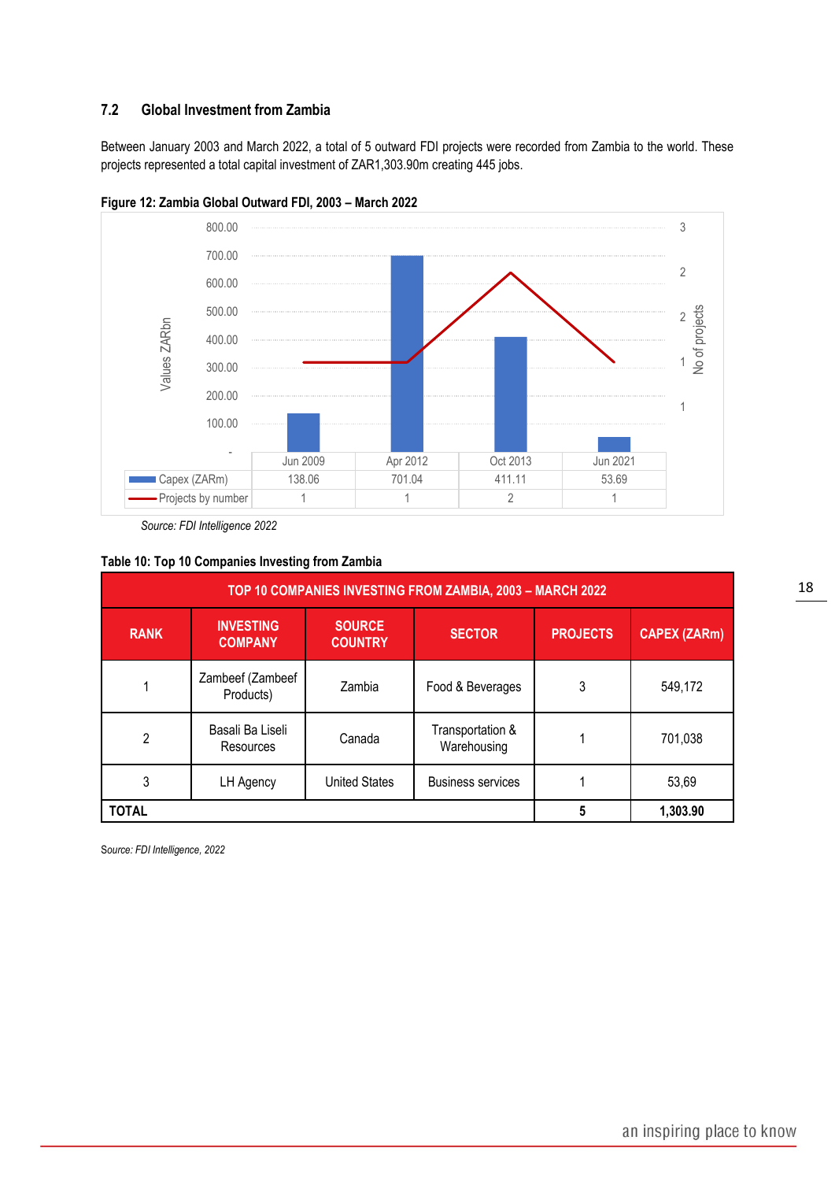## 7.2 Global Investment from Zambia

Between January 2003 and March 2022, a total of 5 outward FDI projects were recorded from Zambia to the world. These projects represented a total capital investment of ZAR1,303.90m creating 445 jobs.

**Figure 12: Zambia Global Outward FDI, 2003 – March 2022**

Values ZARbn

800.00
700.00
600.00
500.00
400.00
300.00
200.00
100.00
-

No of projects

3
2
2
1
1

Jun 2009, Apr 2012, Oct 2013, Jun 2021

Capex (ZARm): 138.06, 701.04, 411.11, 53.69

Projects by number: 1, 1, 2, 1

*Source: FDI Intelligence 2022*

**Table 10: Top 10 Companies Investing from Zambia**

| TOP 10 COMPANIES INVESTING FROM ZAMBIA, 2003 – MARCH 2022 | | | | | |
|---|---|---|---|---|---|
| **RANK** | **INVESTING COMPANY** | **SOURCE COUNTRY** | **SECTOR** | **PROJECTS** | **CAPEX (ZARm)** |
| 1 | Zambeef (Zambeef Products) | Zambia | Food & Beverages | 3 | 549,172 |
| 2 | Basali Ba Liseli Resources | Canada | Transportation & Warehousing | 1 | 701,038 |
| 3 | LH Agency | United States | Business services | 1 | 53,69 |
| **TOTAL** | | | | **5** | **1,303.90** |

*Source: FDI Intelligence, 2022*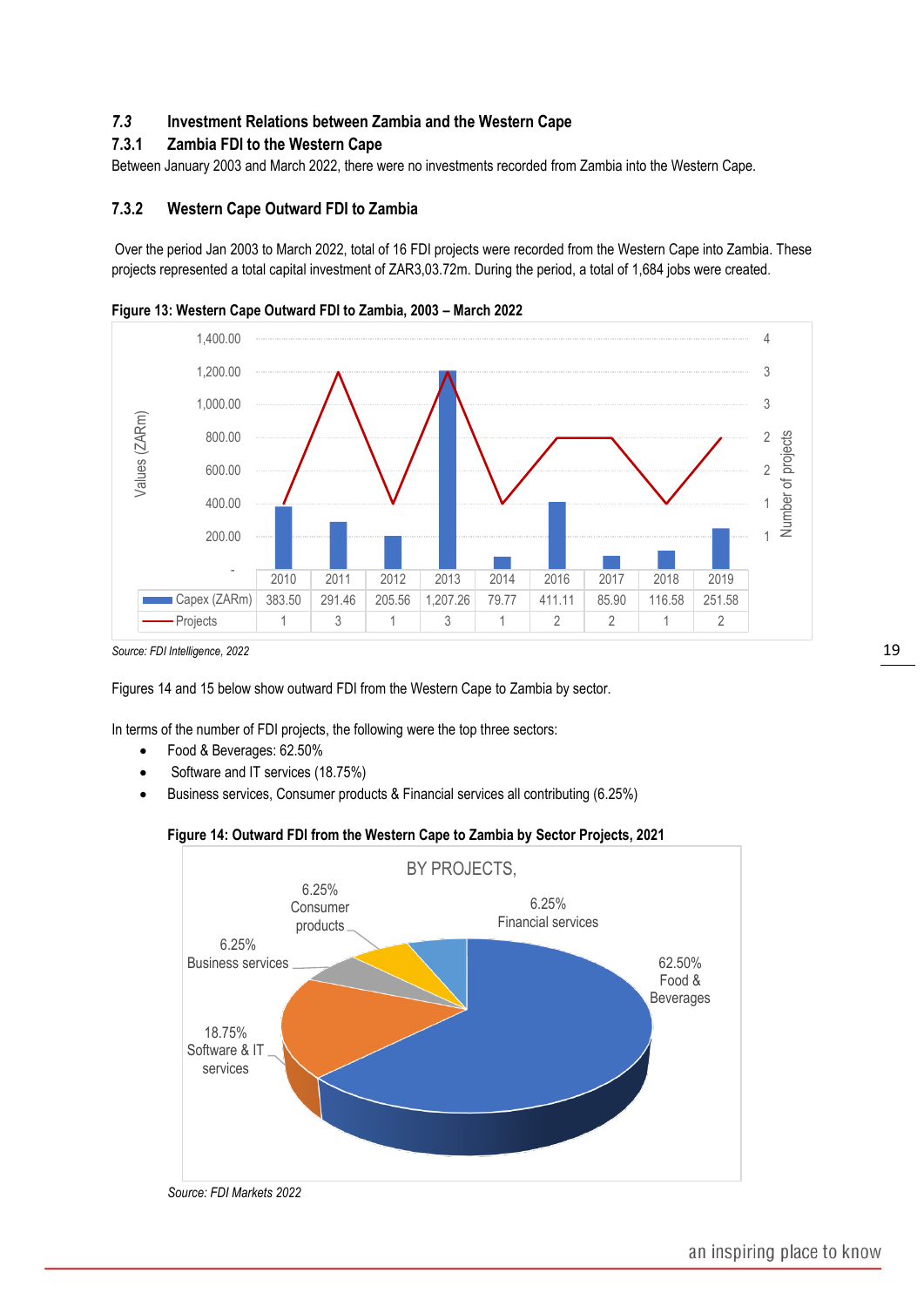### 7.3 Investment Relations between Zambia and the Western Cape

#### 7.3.1 Zambia FDI to the Western Cape

Between January 2003 and March 2022, there were no investments recorded from Zambia into the Western Cape.

#### 7.3.2 Western Cape Outward FDI to Zambia

Over the period Jan 2003 to March 2022, total of 16 FDI projects were recorded from the Western Cape into Zambia. These projects represented a total capital investment of ZAR3,03.72m. During the period, a total of 1,684 jobs were created.

**Figure 13: Western Cape Outward FDI to Zambia, 2003 – March 2022**

Values (ZARm): 1,400.00, 1,200.00, 1,000.00, 800.00, 600.00, 400.00, 200.00, -

Number of projects: 4, 3, 3, 2, 2, 1, 1

| | 2010 | 2011 | 2012 | 2013 | 2014 | 2016 | 2017 | 2018 | 2019 |
|---|---|---|---|---|---|---|---|---|---|
| Capex (ZARm) | 383.50 | 291.46 | 205.56 | 1,207.26 | 79.77 | 411.11 | 85.90 | 116.58 | 251.58 |
| Projects | 1 | 3 | 1 | 3 | 1 | 2 | 2 | 1 | 2 |

*Source: FDI Intelligence, 2022*

Figures 14 and 15 below show outward FDI from the Western Cape to Zambia by sector.

In terms of the number of FDI projects, the following were the top three sectors:

- Food & Beverages: 62.50%
- Software and IT services (18.75%)
- Business services, Consumer products & Financial services all contributing (6.25%)

**Figure 14: Outward FDI from the Western Cape to Zambia by Sector Projects, 2021**

BY PROJECTS,

6.25% Consumer products

6.25% Financial services

6.25% Business services

62.50% Food & Beverages

18.75% Software & IT services

*Source: FDI Markets 2022*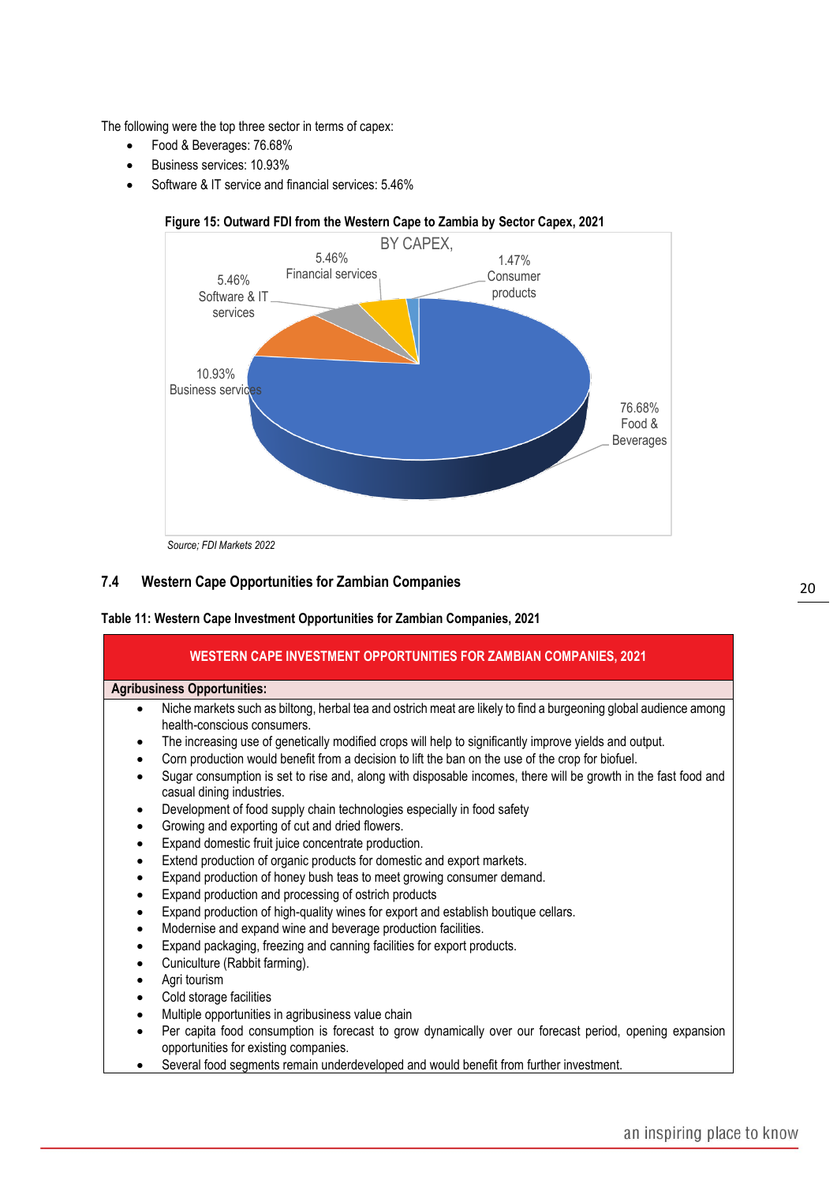The following were the top three sector in terms of capex:

- Food & Beverages: 76.68%
- Business services: 10.93%
- Software & IT service and financial services: 5.46%

**Figure 15: Outward FDI from the Western Cape to Zambia by Sector Capex, 2021**

BY CAPEX,

5.46%
Financial services

1.47%
Consumer products

5.46%
Software & IT services

10.93%
Business services

76.68%
Food & Beverages

*Source; FDI Markets 2022*

## 7.4 Western Cape Opportunities for Zambian Companies

**Table 11: Western Cape Investment Opportunities for Zambian Companies, 2021**

| WESTERN CAPE INVESTMENT OPPORTUNITIES FOR ZAMBIAN COMPANIES, 2021 |
|---|
| **Agribusiness Opportunities:** |
| • Niche markets such as biltong, herbal tea and ostrich meat are likely to find a burgeoning global audience among health-conscious consumers.<br>• The increasing use of genetically modified crops will help to significantly improve yields and output.<br>• Corn production would benefit from a decision to lift the ban on the use of the crop for biofuel.<br>• Sugar consumption is set to rise and, along with disposable incomes, there will be growth in the fast food and casual dining industries.<br>• Development of food supply chain technologies especially in food safety<br>• Growing and exporting of cut and dried flowers.<br>• Expand domestic fruit juice concentrate production.<br>• Extend production of organic products for domestic and export markets.<br>• Expand production of honey bush teas to meet growing consumer demand.<br>• Expand production and processing of ostrich products<br>• Expand production of high-quality wines for export and establish boutique cellars.<br>• Modernise and expand wine and beverage production facilities.<br>• Expand packaging, freezing and canning facilities for export products.<br>• Cuniculture (Rabbit farming).<br>• Agri tourism<br>• Cold storage facilities<br>• Multiple opportunities in agribusiness value chain<br>• Per capita food consumption is forecast to grow dynamically over our forecast period, opening expansion opportunities for existing companies.<br>• Several food segments remain underdeveloped and would benefit from further investment. |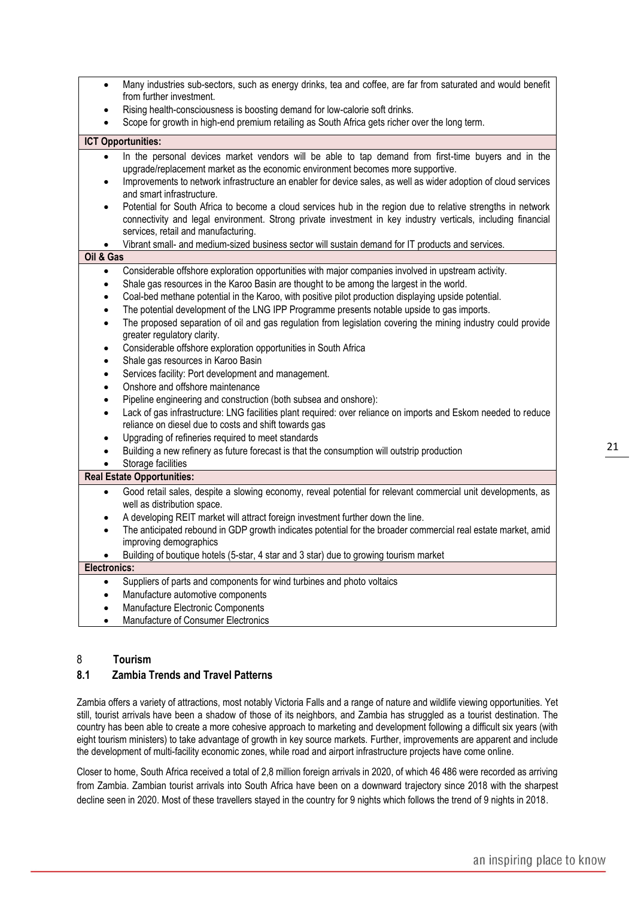| |
|---|
| <ul><li>Many industries sub-sectors, such as energy drinks, tea and coffee, are far from saturated and would benefit from further investment.</li><li>Rising health-consciousness is boosting demand for low-calorie soft drinks.</li><li>Scope for growth in high-end premium retailing as South Africa gets richer over the long term.</li></ul> |
| **ICT Opportunities:** |
| <ul><li>In the personal devices market vendors will be able to tap demand from first-time buyers and in the upgrade/replacement market as the economic environment becomes more supportive.</li><li>Improvements to network infrastructure an enabler for device sales, as well as wider adoption of cloud services and smart infrastructure.</li><li>Potential for South Africa to become a cloud services hub in the region due to relative strengths in network connectivity and legal environment. Strong private investment in key industry verticals, including financial services, retail and manufacturing.</li><li>Vibrant small- and medium-sized business sector will sustain demand for IT products and services.</li></ul> |
| **Oil & Gas** |
| <ul><li>Considerable offshore exploration opportunities with major companies involved in upstream activity.</li><li>Shale gas resources in the Karoo Basin are thought to be among the largest in the world.</li><li>Coal-bed methane potential in the Karoo, with positive pilot production displaying upside potential.</li><li>The potential development of the LNG IPP Programme presents notable upside to gas imports.</li><li>The proposed separation of oil and gas regulation from legislation covering the mining industry could provide greater regulatory clarity.</li><li>Considerable offshore exploration opportunities in South Africa</li><li>Shale gas resources in Karoo Basin</li><li>Services facility: Port development and management.</li><li>Onshore and offshore maintenance</li><li>Pipeline engineering and construction (both subsea and onshore):</li><li>Lack of gas infrastructure: LNG facilities plant required: over reliance on imports and Eskom needed to reduce reliance on diesel due to costs and shift towards gas</li><li>Upgrading of refineries required to meet standards</li><li>Building a new refinery as future forecast is that the consumption will outstrip production</li><li>Storage facilities</li></ul> |
| **Real Estate Opportunities:** |
| <ul><li>Good retail sales, despite a slowing economy, reveal potential for relevant commercial unit developments, as well as distribution space.</li><li>A developing REIT market will attract foreign investment further down the line.</li><li>The anticipated rebound in GDP growth indicates potential for the broader commercial real estate market, amid improving demographics</li><li>Building of boutique hotels (5-star, 4 star and 3 star) due to growing tourism market</li></ul> |
| **Electronics:** |
| <ul><li>Suppliers of parts and components for wind turbines and photo voltaics</li><li>Manufacture automotive components</li><li>Manufacture Electronic Components</li><li>Manufacture of Consumer Electronics</li></ul> |

## 8 Tourism

### 8.1 Zambia Trends and Travel Patterns

Zambia offers a variety of attractions, most notably Victoria Falls and a range of nature and wildlife viewing opportunities. Yet still, tourist arrivals have been a shadow of those of its neighbors, and Zambia has struggled as a tourist destination. The country has been able to create a more cohesive approach to marketing and development following a difficult six years (with eight tourism ministers) to take advantage of growth in key source markets. Further, improvements are apparent and include the development of multi-facility economic zones, while road and airport infrastructure projects have come online.

Closer to home, South Africa received a total of 2,8 million foreign arrivals in 2020, of which 46 486 were recorded as arriving from Zambia. Zambian tourist arrivals into South Africa have been on a downward trajectory since 2018 with the sharpest decline seen in 2020. Most of these travellers stayed in the country for 9 nights which follows the trend of 9 nights in 2018.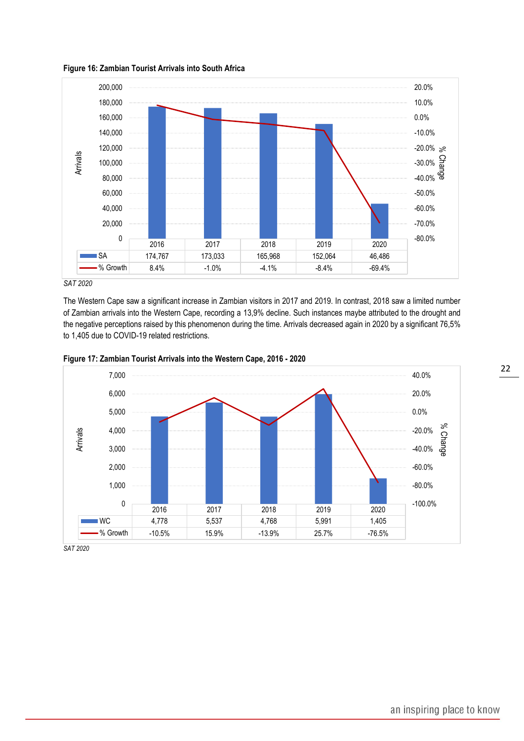**Figure 16: Zambian Tourist Arrivals into South Africa**

Arrivals

200,000
180,000
160,000
140,000
120,000
100,000
80,000
60,000
40,000
20,000
0

% Change

20.0%
10.0%
0.0%
-10.0%
-20.0%
-30.0%
-40.0%
-50.0%
-60.0%
-70.0%
-80.0%

| | 2016 | 2017 | 2018 | 2019 | 2020 |
|---|---|---|---|---|---|
| SA | 174,767 | 173,033 | 165,968 | 152,064 | 46,486 |
| % Growth | 8.4% | -1.0% | -4.1% | -8.4% | -69.4% |

*SAT 2020*

The Western Cape saw a significant increase in Zambian visitors in 2017 and 2019. In contrast, 2018 saw a limited number of Zambian arrivals into the Western Cape, recording a 13,9% decline. Such instances maybe attributed to the drought and the negative perceptions raised by this phenomenon during the time. Arrivals decreased again in 2020 by a significant 76,5% to 1,405 due to COVID-19 related restrictions.

**Figure 17: Zambian Tourist Arrivals into the Western Cape, 2016 - 2020**

Arrivals

7,000
6,000
5,000
4,000
3,000
2,000
1,000
0

% Change

40.0%
20.0%
0.0%
-20.0%
-40.0%
-60.0%
-80.0%
-100.0%

| | 2016 | 2017 | 2018 | 2019 | 2020 |
|---|---|---|---|---|---|
| WC | 4,778 | 5,537 | 4,768 | 5,991 | 1,405 |
| % Growth | -10.5% | 15.9% | -13.9% | 25.7% | -76.5% |

*SAT 2020*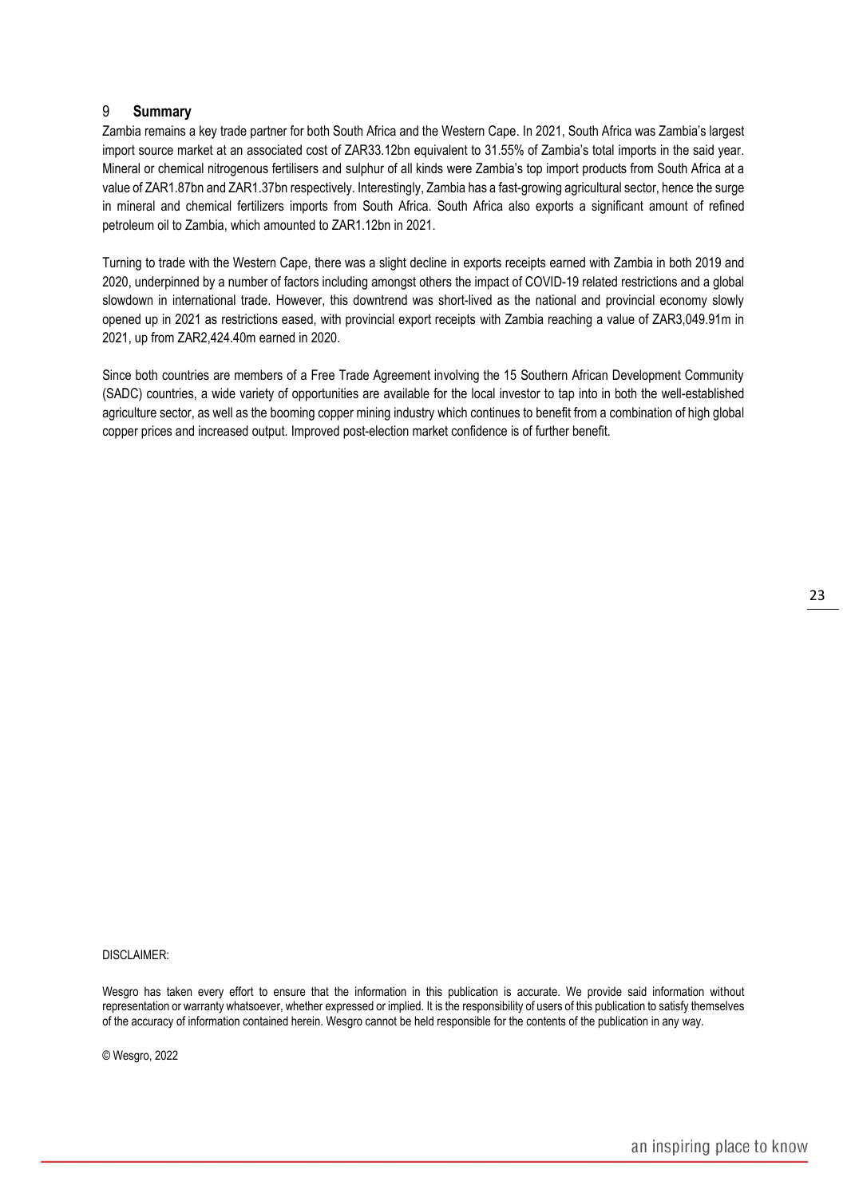## 9 Summary

Zambia remains a key trade partner for both South Africa and the Western Cape. In 2021, South Africa was Zambia's largest import source market at an associated cost of ZAR33.12bn equivalent to 31.55% of Zambia's total imports in the said year. Mineral or chemical nitrogenous fertilisers and sulphur of all kinds were Zambia's top import products from South Africa at a value of ZAR1.87bn and ZAR1.37bn respectively. Interestingly, Zambia has a fast-growing agricultural sector, hence the surge in mineral and chemical fertilizers imports from South Africa. South Africa also exports a significant amount of refined petroleum oil to Zambia, which amounted to ZAR1.12bn in 2021.

Turning to trade with the Western Cape, there was a slight decline in exports receipts earned with Zambia in both 2019 and 2020, underpinned by a number of factors including amongst others the impact of COVID-19 related restrictions and a global slowdown in international trade. However, this downtrend was short-lived as the national and provincial economy slowly opened up in 2021 as restrictions eased, with provincial export receipts with Zambia reaching a value of ZAR3,049.91m in 2021, up from ZAR2,424.40m earned in 2020.

Since both countries are members of a Free Trade Agreement involving the 15 Southern African Development Community (SADC) countries, a wide variety of opportunities are available for the local investor to tap into in both the well-established agriculture sector, as well as the booming copper mining industry which continues to benefit from a combination of high global copper prices and increased output. Improved post-election market confidence is of further benefit.

DISCLAIMER:

Wesgro has taken every effort to ensure that the information in this publication is accurate. We provide said information without representation or warranty whatsoever, whether expressed or implied. It is the responsibility of users of this publication to satisfy themselves of the accuracy of information contained herein. Wesgro cannot be held responsible for the contents of the publication in any way.

© Wesgro, 2022